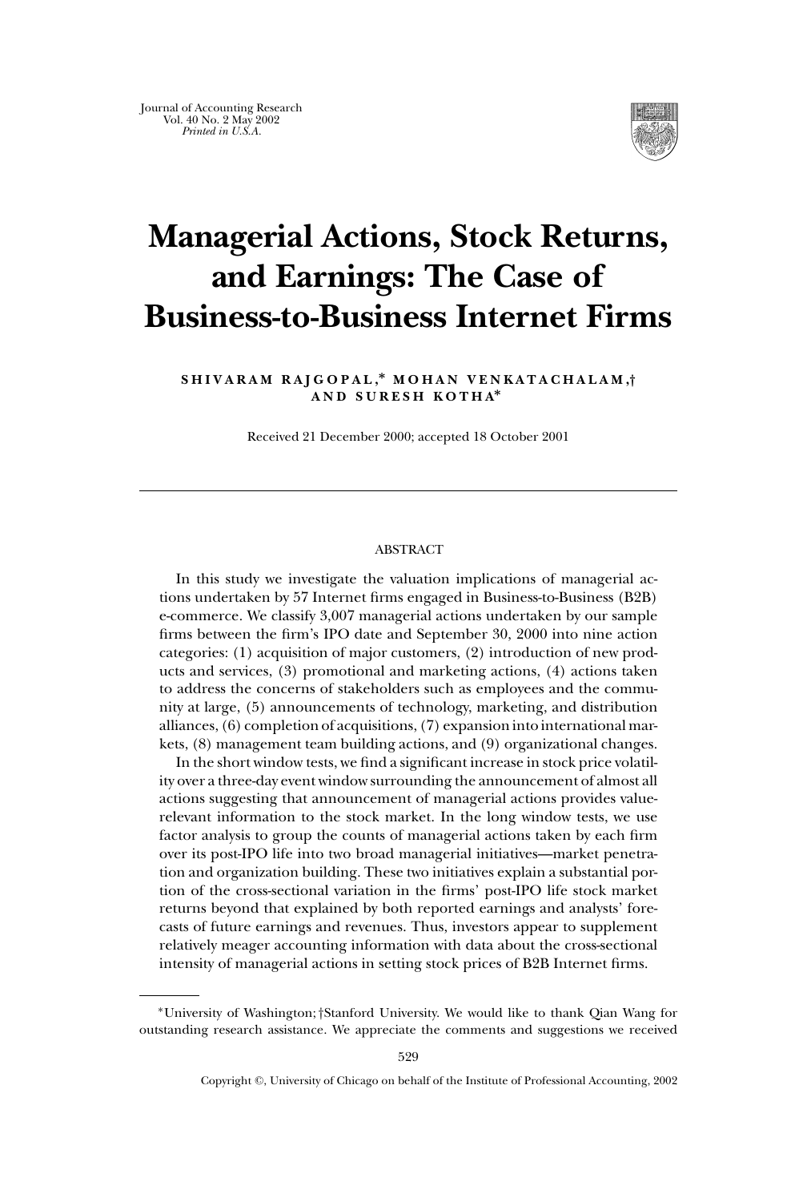# Managerial Actions, Stock Returns, and Earnings: The Case of Business-to-Business Internet Firms

SHIVARAM RAJGOPAL,* MOHAN VENKATACHALAM,† AND SURESH KOTHA*

Received 21 December 2000; accepted 18 October 2001

## ABSTRACT

In this study we investigate the valuation implications of managerial actions undertaken by 57 Internet firms engaged in Business-to-Business (B2B) e-commerce. We classify 3,007 managerial actions undertaken by our sample firms between the firm's IPO date and September 30, 2000 into nine action categories: (1) acquisition of major customers, (2) introduction of new products and services, (3) promotional and marketing actions, (4) actions taken to address the concerns of stakeholders such as employees and the community at large, (5) announcements of technology, marketing, and distribution alliances, (6) completion of acquisitions, (7) expansion into international markets, (8) management team building actions, and (9) organizational changes.

In the short window tests, we find a significant increase in stock price volatility over a three-day event window surrounding the announcement of almost all actions suggesting that announcement of managerial actions provides value-relevant information to the stock market. In the long window tests, we use factor analysis to group the counts of managerial actions taken by each firm over its post-IPO life into two broad managerial initiatives—market penetration and organization building. These two initiatives explain a substantial portion of the cross-sectional variation in the firms' post-IPO life stock market returns beyond that explained by both reported earnings and analysts' forecasts of future earnings and revenues. Thus, investors appear to supplement relatively meager accounting information with data about the cross-sectional intensity of managerial actions in setting stock prices of B2B Internet firms.

---

*University of Washington; †Stanford University. We would like to thank Qian Wang for outstanding research assistance. We appreciate the comments and suggestions we received

Copyright ©, University of Chicago on behalf of the Institute of Professional Accounting, 2002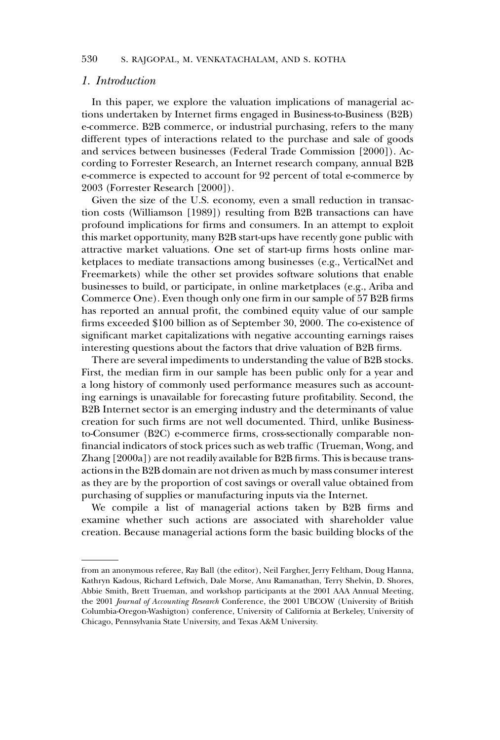## *1. Introduction*

In this paper, we explore the valuation implications of managerial actions undertaken by Internet firms engaged in Business-to-Business (B2B) e-commerce. B2B commerce, or industrial purchasing, refers to the many different types of interactions related to the purchase and sale of goods and services between businesses (Federal Trade Commission [2000]). According to Forrester Research, an Internet research company, annual B2B e-commerce is expected to account for 92 percent of total e-commerce by 2003 (Forrester Research [2000]).

Given the size of the U.S. economy, even a small reduction in transaction costs (Williamson [1989]) resulting from B2B transactions can have profound implications for firms and consumers. In an attempt to exploit this market opportunity, many B2B start-ups have recently gone public with attractive market valuations. One set of start-up firms hosts online marketplaces to mediate transactions among businesses (e.g., VerticalNet and Freemarkets) while the other set provides software solutions that enable businesses to build, or participate, in online marketplaces (e.g., Ariba and Commerce One). Even though only one firm in our sample of 57 B2B firms has reported an annual profit, the combined equity value of our sample firms exceeded $100 billion as of September 30, 2000. The co-existence of significant market capitalizations with negative accounting earnings raises interesting questions about the factors that drive valuation of B2B firms.

There are several impediments to understanding the value of B2B stocks. First, the median firm in our sample has been public only for a year and a long history of commonly used performance measures such as accounting earnings is unavailable for forecasting future profitability. Second, the B2B Internet sector is an emerging industry and the determinants of value creation for such firms are not well documented. Third, unlike Business-to-Consumer (B2C) e-commerce firms, cross-sectionally comparable non-financial indicators of stock prices such as web traffic (Trueman, Wong, and Zhang [2000a]) are not readily available for B2B firms. This is because transactions in the B2B domain are not driven as much by mass consumer interest as they are by the proportion of cost savings or overall value obtained from purchasing of supplies or manufacturing inputs via the Internet.

We compile a list of managerial actions taken by B2B firms and examine whether such actions are associated with shareholder value creation. Because managerial actions form the basic building blocks of the

---

from an anonymous referee, Ray Ball (the editor), Neil Fargher, Jerry Feltham, Doug Hanna, Kathryn Kadous, Richard Leftwich, Dale Morse, Anu Ramanathan, Terry Shelvin, D. Shores, Abbie Smith, Brett Trueman, and workshop participants at the 2001 AAA Annual Meeting, the 2001 *Journal of Accounting Research* Conference, the 2001 UBCOW (University of British Columbia-Oregon-Washigton) conference, University of California at Berkeley, University of Chicago, Pennsylvania State University, and Texas A&M University.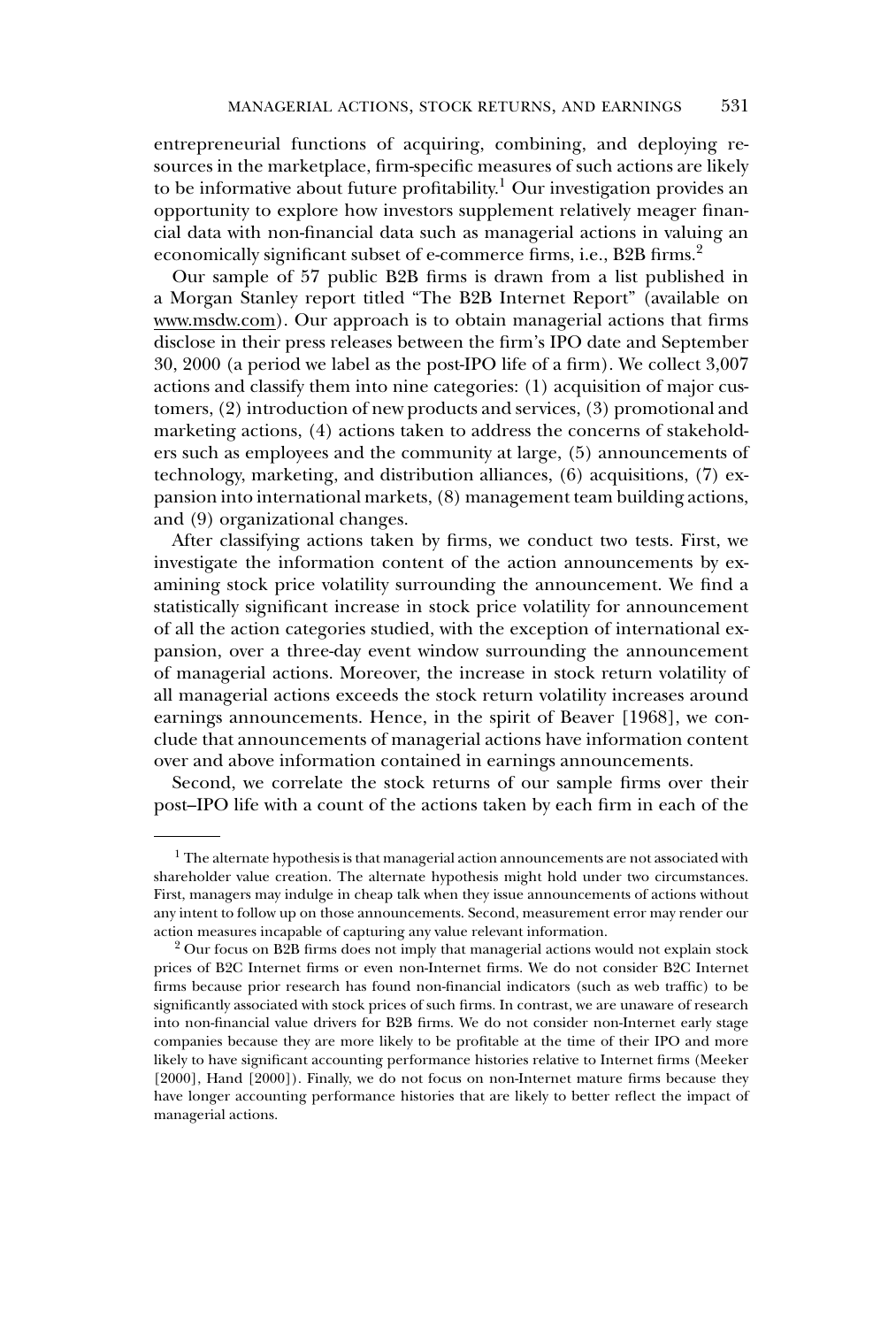entrepreneurial functions of acquiring, combining, and deploying resources in the marketplace, firm-specific measures of such actions are likely to be informative about future profitability.[1] Our investigation provides an opportunity to explore how investors supplement relatively meager financial data with non-financial data such as managerial actions in valuing an economically significant subset of e-commerce firms, i.e., B2B firms.[2]

Our sample of 57 public B2B firms is drawn from a list published in a Morgan Stanley report titled "The B2B Internet Report" (available on www.msdw.com). Our approach is to obtain managerial actions that firms disclose in their press releases between the firm's IPO date and September 30, 2000 (a period we label as the post-IPO life of a firm). We collect 3,007 actions and classify them into nine categories: (1) acquisition of major customers, (2) introduction of new products and services, (3) promotional and marketing actions, (4) actions taken to address the concerns of stakeholders such as employees and the community at large, (5) announcements of technology, marketing, and distribution alliances, (6) acquisitions, (7) expansion into international markets, (8) management team building actions, and (9) organizational changes.

After classifying actions taken by firms, we conduct two tests. First, we investigate the information content of the action announcements by examining stock price volatility surrounding the announcement. We find a statistically significant increase in stock price volatility for announcement of all the action categories studied, with the exception of international expansion, over a three-day event window surrounding the announcement of managerial actions. Moreover, the increase in stock return volatility of all managerial actions exceeds the stock return volatility increases around earnings announcements. Hence, in the spirit of Beaver [1968], we conclude that announcements of managerial actions have information content over and above information contained in earnings announcements.

Second, we correlate the stock returns of our sample firms over their post–IPO life with a count of the actions taken by each firm in each of the

---

[1] The alternate hypothesis is that managerial action announcements are not associated with shareholder value creation. The alternate hypothesis might hold under two circumstances. First, managers may indulge in cheap talk when they issue announcements of actions without any intent to follow up on those announcements. Second, measurement error may render our action measures incapable of capturing any value relevant information.

[2] Our focus on B2B firms does not imply that managerial actions would not explain stock prices of B2C Internet firms or even non-Internet firms. We do not consider B2C Internet firms because prior research has found non-financial indicators (such as web traffic) to be significantly associated with stock prices of such firms. In contrast, we are unaware of research into non-financial value drivers for B2B firms. We do not consider non-Internet early stage companies because they are more likely to be profitable at the time of their IPO and more likely to have significant accounting performance histories relative to Internet firms (Meeker [2000], Hand [2000]). Finally, we do not focus on non-Internet mature firms because they have longer accounting performance histories that are likely to better reflect the impact of managerial actions.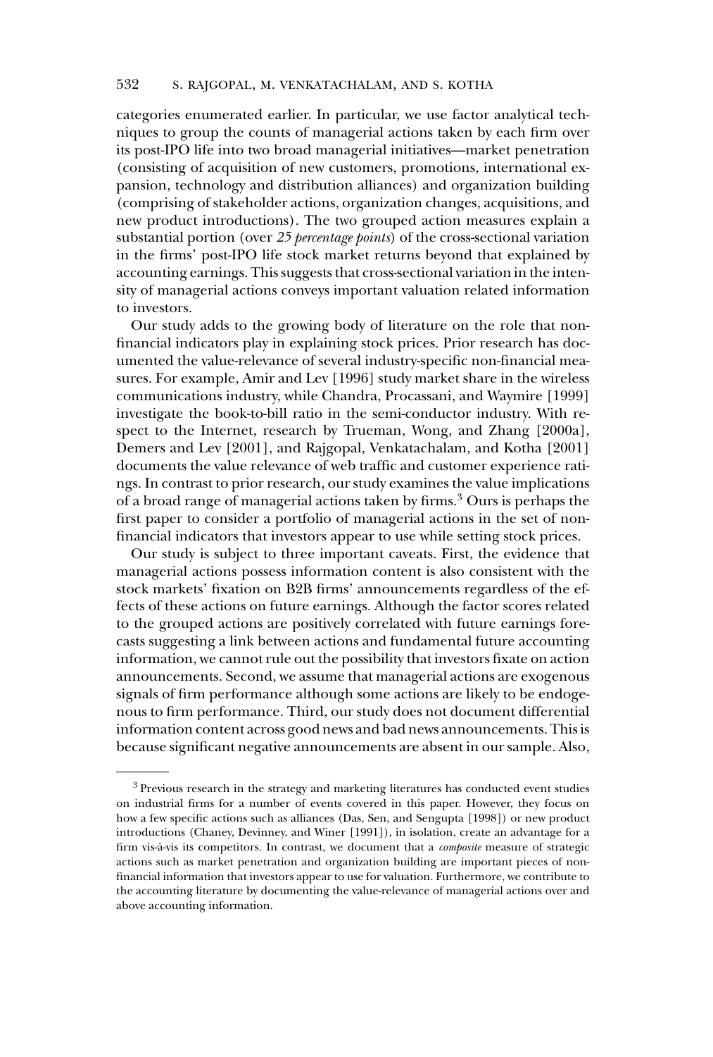categories enumerated earlier. In particular, we use factor analytical techniques to group the counts of managerial actions taken by each firm over its post-IPO life into two broad managerial initiatives—market penetration (consisting of acquisition of new customers, promotions, international expansion, technology and distribution alliances) and organization building (comprising of stakeholder actions, organization changes, acquisitions, and new product introductions). The two grouped action measures explain a substantial portion (over *25 percentage points*) of the cross-sectional variation in the firms' post-IPO life stock market returns beyond that explained by accounting earnings. This suggests that cross-sectional variation in the intensity of managerial actions conveys important valuation related information to investors.

Our study adds to the growing body of literature on the role that non-financial indicators play in explaining stock prices. Prior research has documented the value-relevance of several industry-specific non-financial measures. For example, Amir and Lev [1996] study market share in the wireless communications industry, while Chandra, Procassani, and Waymire [1999] investigate the book-to-bill ratio in the semi-conductor industry. With respect to the Internet, research by Trueman, Wong, and Zhang [2000a], Demers and Lev [2001], and Rajgopal, Venkatachalam, and Kotha [2001] documents the value relevance of web traffic and customer experience ratings. In contrast to prior research, our study examines the value implications of a broad range of managerial actions taken by firms.[3] Ours is perhaps the first paper to consider a portfolio of managerial actions in the set of non-financial indicators that investors appear to use while setting stock prices.

Our study is subject to three important caveats. First, the evidence that managerial actions possess information content is also consistent with the stock markets' fixation on B2B firms' announcements regardless of the effects of these actions on future earnings. Although the factor scores related to the grouped actions are positively correlated with future earnings forecasts suggesting a link between actions and fundamental future accounting information, we cannot rule out the possibility that investors fixate on action announcements. Second, we assume that managerial actions are exogenous signals of firm performance although some actions are likely to be endogenous to firm performance. Third, our study does not document differential information content across good news and bad news announcements. This is because significant negative announcements are absent in our sample. Also,

[3] Previous research in the strategy and marketing literatures has conducted event studies on industrial firms for a number of events covered in this paper. However, they focus on how a few specific actions such as alliances (Das, Sen, and Sengupta [1998]) or new product introductions (Chaney, Devinney, and Winer [1991]), in isolation, create an advantage for a firm vis-à-vis its competitors. In contrast, we document that a *composite* measure of strategic actions such as market penetration and organization building are important pieces of non-financial information that investors appear to use for valuation. Furthermore, we contribute to the accounting literature by documenting the value-relevance of managerial actions over and above accounting information.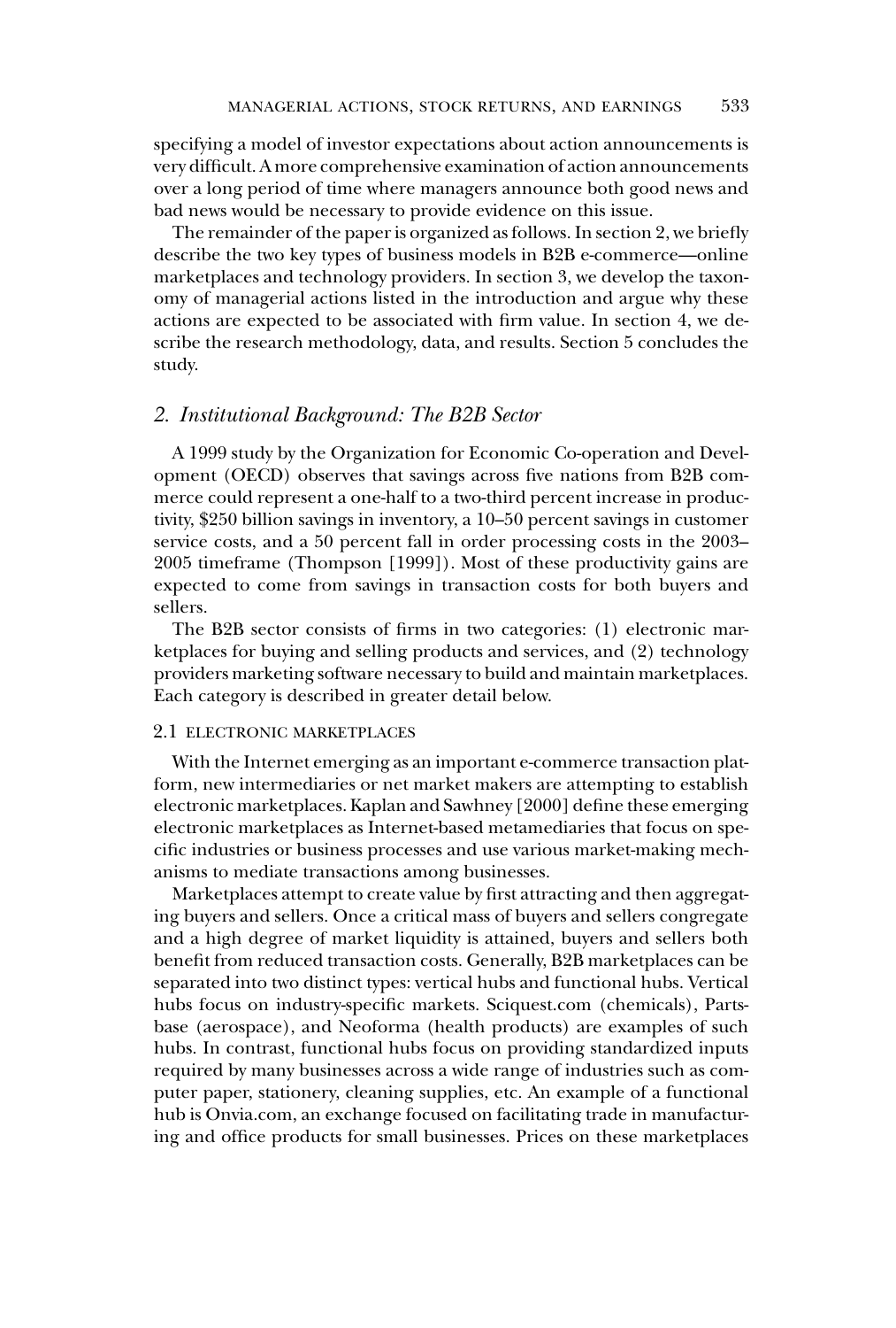specifying a model of investor expectations about action announcements is very difficult. A more comprehensive examination of action announcements over a long period of time where managers announce both good news and bad news would be necessary to provide evidence on this issue.

The remainder of the paper is organized as follows. In section 2, we briefly describe the two key types of business models in B2B e-commerce—online marketplaces and technology providers. In section 3, we develop the taxonomy of managerial actions listed in the introduction and argue why these actions are expected to be associated with firm value. In section 4, we describe the research methodology, data, and results. Section 5 concludes the study.

## 2. *Institutional Background: The B2B Sector*

A 1999 study by the Organization for Economic Co-operation and Development (OECD) observes that savings across five nations from B2B commerce could represent a one-half to a two-third percent increase in productivity, $250 billion savings in inventory, a 10–50 percent savings in customer service costs, and a 50 percent fall in order processing costs in the 2003–2005 timeframe (Thompson [1999]). Most of these productivity gains are expected to come from savings in transaction costs for both buyers and sellers.

The B2B sector consists of firms in two categories: (1) electronic marketplaces for buying and selling products and services, and (2) technology providers marketing software necessary to build and maintain marketplaces. Each category is described in greater detail below.

### 2.1 ELECTRONIC MARKETPLACES

With the Internet emerging as an important e-commerce transaction platform, new intermediaries or net market makers are attempting to establish electronic marketplaces. Kaplan and Sawhney [2000] define these emerging electronic marketplaces as Internet-based metamediaries that focus on specific industries or business processes and use various market-making mechanisms to mediate transactions among businesses.

Marketplaces attempt to create value by first attracting and then aggregating buyers and sellers. Once a critical mass of buyers and sellers congregate and a high degree of market liquidity is attained, buyers and sellers both benefit from reduced transaction costs. Generally, B2B marketplaces can be separated into two distinct types: vertical hubs and functional hubs. Vertical hubs focus on industry-specific markets. Sciquest.com (chemicals), Partsbase (aerospace), and Neoforma (health products) are examples of such hubs. In contrast, functional hubs focus on providing standardized inputs required by many businesses across a wide range of industries such as computer paper, stationery, cleaning supplies, etc. An example of a functional hub is Onvia.com, an exchange focused on facilitating trade in manufacturing and office products for small businesses. Prices on these marketplaces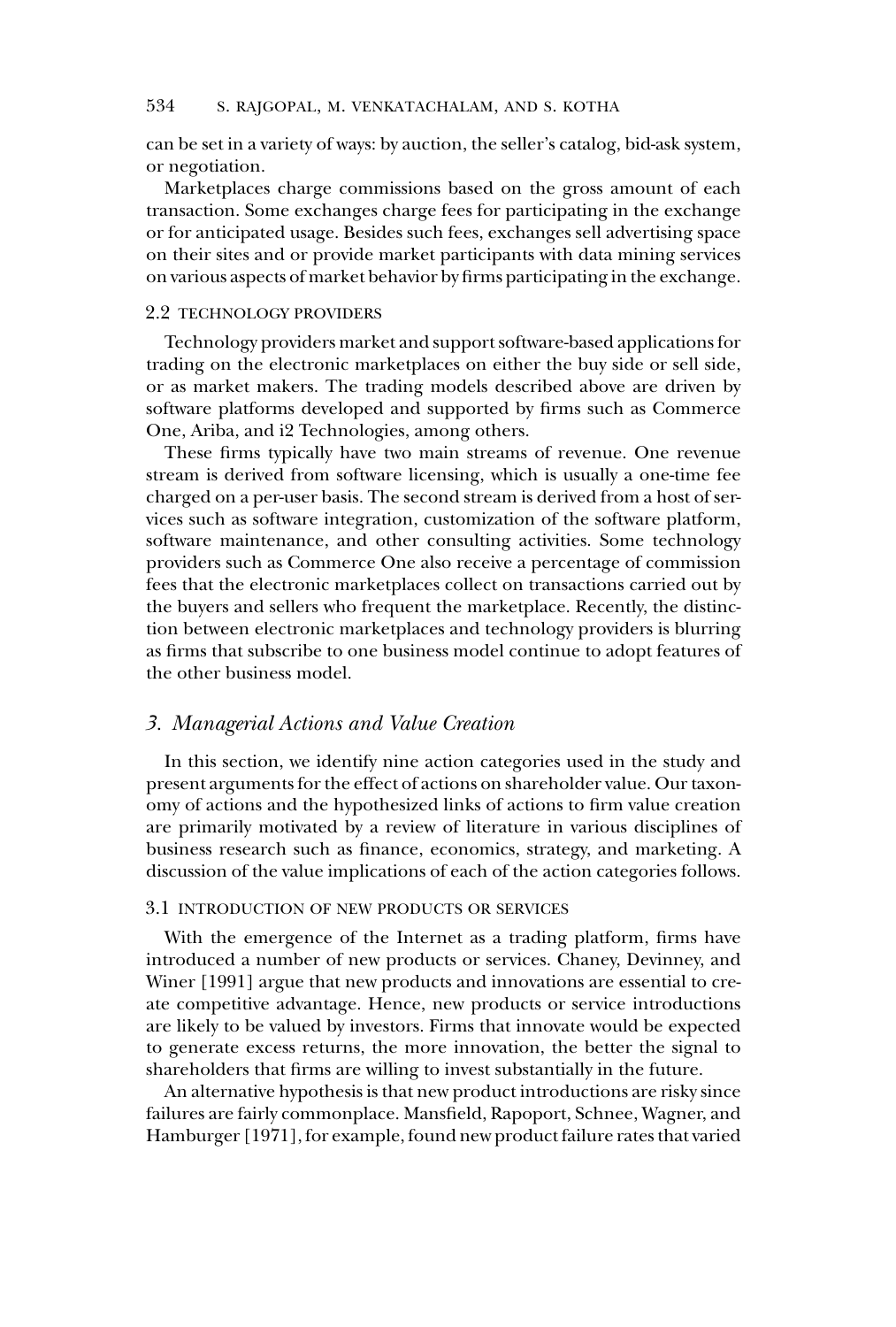can be set in a variety of ways: by auction, the seller's catalog, bid-ask system, or negotiation.

Marketplaces charge commissions based on the gross amount of each transaction. Some exchanges charge fees for participating in the exchange or for anticipated usage. Besides such fees, exchanges sell advertising space on their sites and or provide market participants with data mining services on various aspects of market behavior by firms participating in the exchange.

### 2.2 TECHNOLOGY PROVIDERS

Technology providers market and support software-based applications for trading on the electronic marketplaces on either the buy side or sell side, or as market makers. The trading models described above are driven by software platforms developed and supported by firms such as Commerce One, Ariba, and i2 Technologies, among others.

These firms typically have two main streams of revenue. One revenue stream is derived from software licensing, which is usually a one-time fee charged on a per-user basis. The second stream is derived from a host of services such as software integration, customization of the software platform, software maintenance, and other consulting activities. Some technology providers such as Commerce One also receive a percentage of commission fees that the electronic marketplaces collect on transactions carried out by the buyers and sellers who frequent the marketplace. Recently, the distinction between electronic marketplaces and technology providers is blurring as firms that subscribe to one business model continue to adopt features of the other business model.

## *3. Managerial Actions and Value Creation*

In this section, we identify nine action categories used in the study and present arguments for the effect of actions on shareholder value. Our taxonomy of actions and the hypothesized links of actions to firm value creation are primarily motivated by a review of literature in various disciplines of business research such as finance, economics, strategy, and marketing. A discussion of the value implications of each of the action categories follows.

### 3.1 INTRODUCTION OF NEW PRODUCTS OR SERVICES

With the emergence of the Internet as a trading platform, firms have introduced a number of new products or services. Chaney, Devinney, and Winer [1991] argue that new products and innovations are essential to create competitive advantage. Hence, new products or service introductions are likely to be valued by investors. Firms that innovate would be expected to generate excess returns, the more innovation, the better the signal to shareholders that firms are willing to invest substantially in the future.

An alternative hypothesis is that new product introductions are risky since failures are fairly commonplace. Mansfield, Rapoport, Schnee, Wagner, and Hamburger [1971], for example, found new product failure rates that varied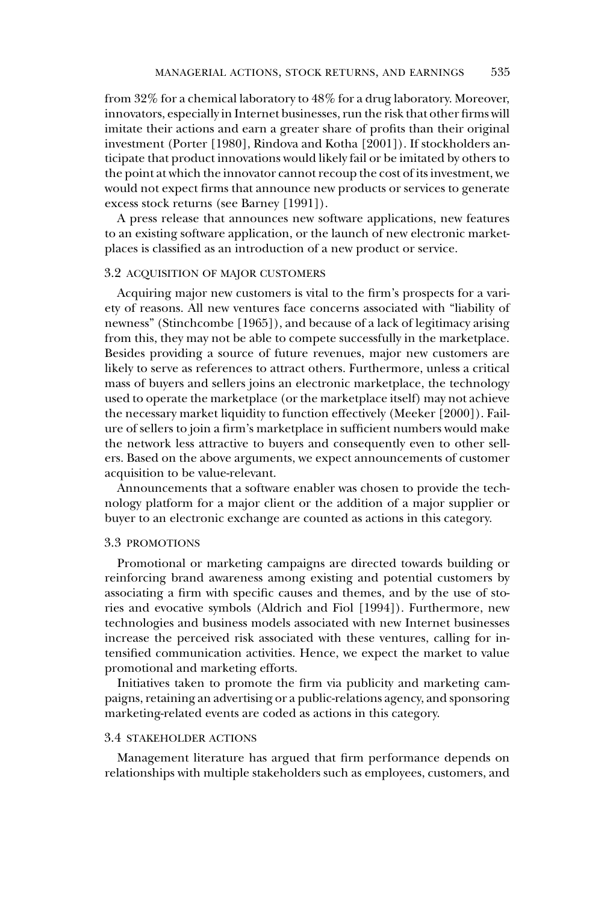from 32% for a chemical laboratory to 48% for a drug laboratory. Moreover, innovators, especially in Internet businesses, run the risk that other firms will imitate their actions and earn a greater share of profits than their original investment (Porter [1980], Rindova and Kotha [2001]). If stockholders anticipate that product innovations would likely fail or be imitated by others to the point at which the innovator cannot recoup the cost of its investment, we would not expect firms that announce new products or services to generate excess stock returns (see Barney [1991]).

A press release that announces new software applications, new features to an existing software application, or the launch of new electronic marketplaces is classified as an introduction of a new product or service.

### 3.2 ACQUISITION OF MAJOR CUSTOMERS

Acquiring major new customers is vital to the firm's prospects for a variety of reasons. All new ventures face concerns associated with "liability of newness" (Stinchcombe [1965]), and because of a lack of legitimacy arising from this, they may not be able to compete successfully in the marketplace. Besides providing a source of future revenues, major new customers are likely to serve as references to attract others. Furthermore, unless a critical mass of buyers and sellers joins an electronic marketplace, the technology used to operate the marketplace (or the marketplace itself) may not achieve the necessary market liquidity to function effectively (Meeker [2000]). Failure of sellers to join a firm's marketplace in sufficient numbers would make the network less attractive to buyers and consequently even to other sellers. Based on the above arguments, we expect announcements of customer acquisition to be value-relevant.

Announcements that a software enabler was chosen to provide the technology platform for a major client or the addition of a major supplier or buyer to an electronic exchange are counted as actions in this category.

### 3.3 PROMOTIONS

Promotional or marketing campaigns are directed towards building or reinforcing brand awareness among existing and potential customers by associating a firm with specific causes and themes, and by the use of stories and evocative symbols (Aldrich and Fiol [1994]). Furthermore, new technologies and business models associated with new Internet businesses increase the perceived risk associated with these ventures, calling for intensified communication activities. Hence, we expect the market to value promotional and marketing efforts.

Initiatives taken to promote the firm via publicity and marketing campaigns, retaining an advertising or a public-relations agency, and sponsoring marketing-related events are coded as actions in this category.

### 3.4 STAKEHOLDER ACTIONS

Management literature has argued that firm performance depends on relationships with multiple stakeholders such as employees, customers, and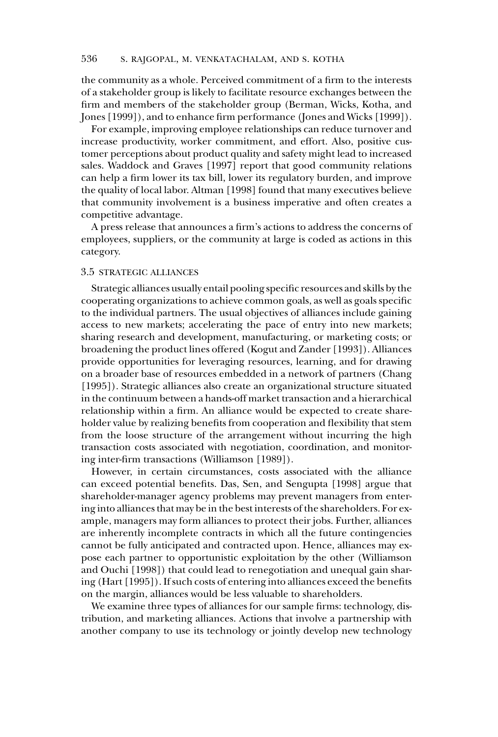the community as a whole. Perceived commitment of a firm to the interests of a stakeholder group is likely to facilitate resource exchanges between the firm and members of the stakeholder group (Berman, Wicks, Kotha, and Jones [1999]), and to enhance firm performance (Jones and Wicks [1999]).

For example, improving employee relationships can reduce turnover and increase productivity, worker commitment, and effort. Also, positive customer perceptions about product quality and safety might lead to increased sales. Waddock and Graves [1997] report that good community relations can help a firm lower its tax bill, lower its regulatory burden, and improve the quality of local labor. Altman [1998] found that many executives believe that community involvement is a business imperative and often creates a competitive advantage.

A press release that announces a firm's actions to address the concerns of employees, suppliers, or the community at large is coded as actions in this category.

### 3.5 STRATEGIC ALLIANCES

Strategic alliances usually entail pooling specific resources and skills by the cooperating organizations to achieve common goals, as well as goals specific to the individual partners. The usual objectives of alliances include gaining access to new markets; accelerating the pace of entry into new markets; sharing research and development, manufacturing, or marketing costs; or broadening the product lines offered (Kogut and Zander [1993]). Alliances provide opportunities for leveraging resources, learning, and for drawing on a broader base of resources embedded in a network of partners (Chang [1995]). Strategic alliances also create an organizational structure situated in the continuum between a hands-off market transaction and a hierarchical relationship within a firm. An alliance would be expected to create shareholder value by realizing benefits from cooperation and flexibility that stem from the loose structure of the arrangement without incurring the high transaction costs associated with negotiation, coordination, and monitoring inter-firm transactions (Williamson [1989]).

However, in certain circumstances, costs associated with the alliance can exceed potential benefits. Das, Sen, and Sengupta [1998] argue that shareholder-manager agency problems may prevent managers from entering into alliances that may be in the best interests of the shareholders. For example, managers may form alliances to protect their jobs. Further, alliances are inherently incomplete contracts in which all the future contingencies cannot be fully anticipated and contracted upon. Hence, alliances may expose each partner to opportunistic exploitation by the other (Williamson and Ouchi [1998]) that could lead to renegotiation and unequal gain sharing (Hart [1995]). If such costs of entering into alliances exceed the benefits on the margin, alliances would be less valuable to shareholders.

We examine three types of alliances for our sample firms: technology, distribution, and marketing alliances. Actions that involve a partnership with another company to use its technology or jointly develop new technology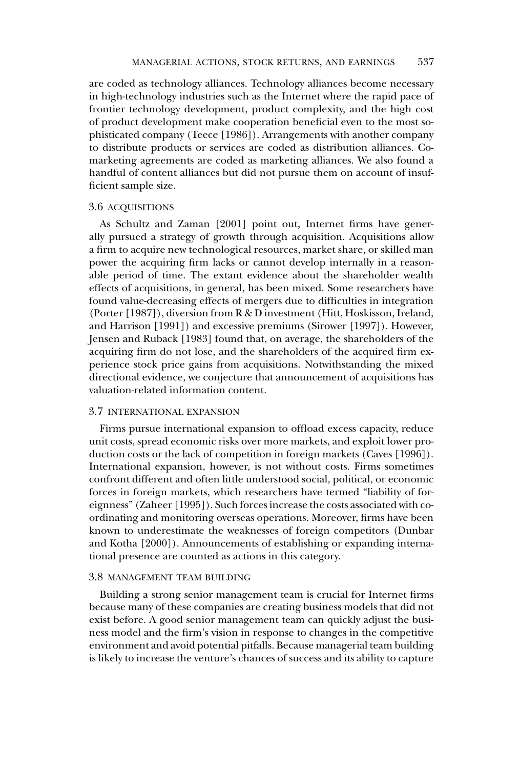are coded as technology alliances. Technology alliances become necessary in high-technology industries such as the Internet where the rapid pace of frontier technology development, product complexity, and the high cost of product development make cooperation beneficial even to the most sophisticated company (Teece [1986]). Arrangements with another company to distribute products or services are coded as distribution alliances. Comarketing agreements are coded as marketing alliances. We also found a handful of content alliances but did not pursue them on account of insufficient sample size.

### 3.6 ACQUISITIONS

As Schultz and Zaman [2001] point out, Internet firms have generally pursued a strategy of growth through acquisition. Acquisitions allow a firm to acquire new technological resources, market share, or skilled man power the acquiring firm lacks or cannot develop internally in a reasonable period of time. The extant evidence about the shareholder wealth effects of acquisitions, in general, has been mixed. Some researchers have found value-decreasing effects of mergers due to difficulties in integration (Porter [1987]), diversion from R & D investment (Hitt, Hoskisson, Ireland, and Harrison [1991]) and excessive premiums (Sirower [1997]). However, Jensen and Ruback [1983] found that, on average, the shareholders of the acquiring firm do not lose, and the shareholders of the acquired firm experience stock price gains from acquisitions. Notwithstanding the mixed directional evidence, we conjecture that announcement of acquisitions has valuation-related information content.

### 3.7 INTERNATIONAL EXPANSION

Firms pursue international expansion to offload excess capacity, reduce unit costs, spread economic risks over more markets, and exploit lower production costs or the lack of competition in foreign markets (Caves [1996]). International expansion, however, is not without costs. Firms sometimes confront different and often little understood social, political, or economic forces in foreign markets, which researchers have termed "liability of foreignness" (Zaheer [1995]). Such forces increase the costs associated with coordinating and monitoring overseas operations. Moreover, firms have been known to underestimate the weaknesses of foreign competitors (Dunbar and Kotha [2000]). Announcements of establishing or expanding international presence are counted as actions in this category.

### 3.8 MANAGEMENT TEAM BUILDING

Building a strong senior management team is crucial for Internet firms because many of these companies are creating business models that did not exist before. A good senior management team can quickly adjust the business model and the firm's vision in response to changes in the competitive environment and avoid potential pitfalls. Because managerial team building is likely to increase the venture's chances of success and its ability to capture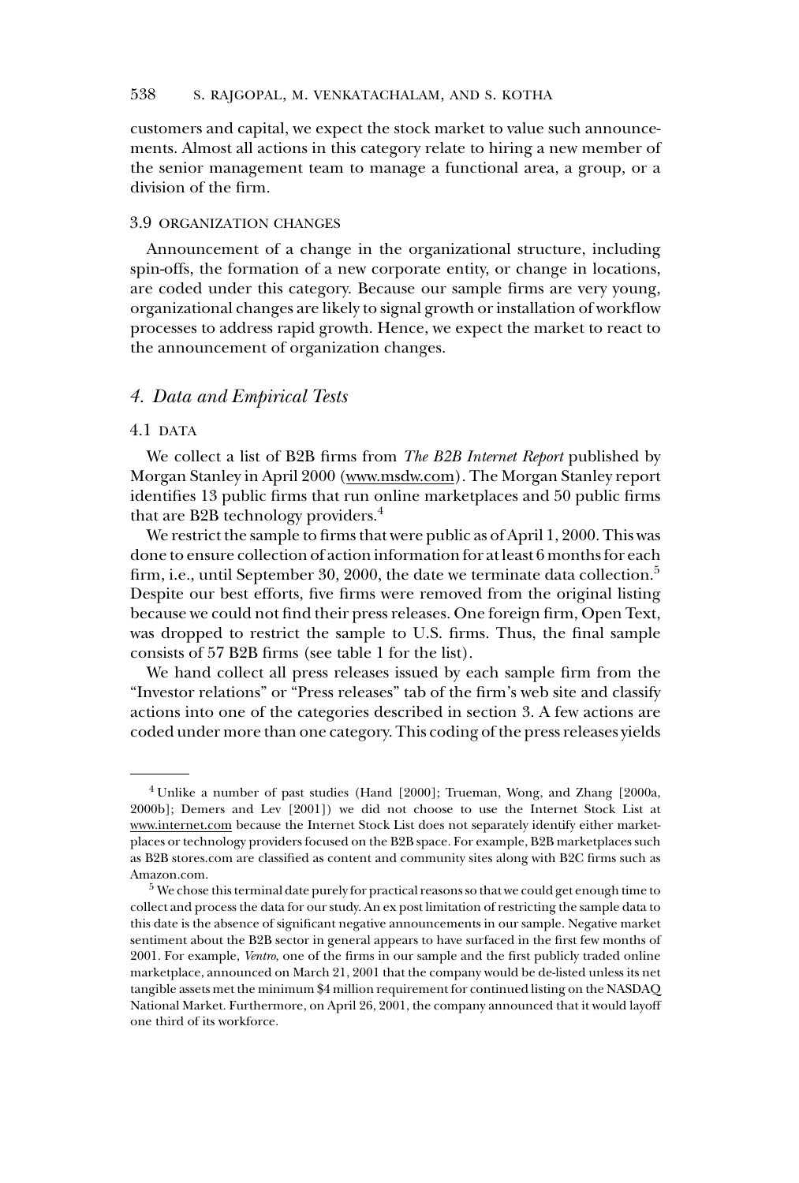customers and capital, we expect the stock market to value such announcements. Almost all actions in this category relate to hiring a new member of the senior management team to manage a functional area, a group, or a division of the firm.

### 3.9 ORGANIZATION CHANGES

Announcement of a change in the organizational structure, including spin-offs, the formation of a new corporate entity, or change in locations, are coded under this category. Because our sample firms are very young, organizational changes are likely to signal growth or installation of workflow processes to address rapid growth. Hence, we expect the market to react to the announcement of organization changes.

## *4. Data and Empirical Tests*

### 4.1 DATA

We collect a list of B2B firms from *The B2B Internet Report* published by Morgan Stanley in April 2000 (www.msdw.com). The Morgan Stanley report identifies 13 public firms that run online marketplaces and 50 public firms that are B2B technology providers.[4]

We restrict the sample to firms that were public as of April 1, 2000. This was done to ensure collection of action information for at least 6 months for each firm, i.e., until September 30, 2000, the date we terminate data collection.[5] Despite our best efforts, five firms were removed from the original listing because we could not find their press releases. One foreign firm, Open Text, was dropped to restrict the sample to U.S. firms. Thus, the final sample consists of 57 B2B firms (see table 1 for the list).

We hand collect all press releases issued by each sample firm from the "Investor relations" or "Press releases" tab of the firm's web site and classify actions into one of the categories described in section 3. A few actions are coded under more than one category. This coding of the press releases yields

---

[4] Unlike a number of past studies (Hand [2000]; Trueman, Wong, and Zhang [2000a, 2000b]; Demers and Lev [2001]) we did not choose to use the Internet Stock List at www.internet.com because the Internet Stock List does not separately identify either marketplaces or technology providers focused on the B2B space. For example, B2B marketplaces such as B2B stores.com are classified as content and community sites along with B2C firms such as Amazon.com.

[5] We chose this terminal date purely for practical reasons so that we could get enough time to collect and process the data for our study. An ex post limitation of restricting the sample data to this date is the absence of significant negative announcements in our sample. Negative market sentiment about the B2B sector in general appears to have surfaced in the first few months of 2001. For example, *Ventro*, one of the firms in our sample and the first publicly traded online marketplace, announced on March 21, 2001 that the company would be de-listed unless its net tangible assets met the minimum $4 million requirement for continued listing on the NASDAQ National Market. Furthermore, on April 26, 2001, the company announced that it would layoff one third of its workforce.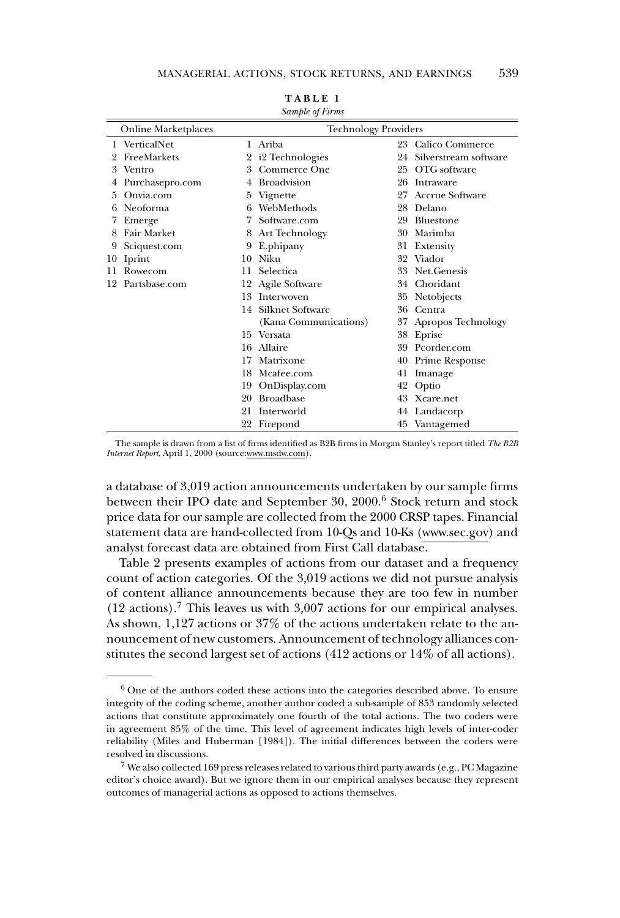**TABLE 1**
*Sample of Firms*

| Online Marketplaces | | Technology Providers | | | |
|---|---|---|---|---|---|
| 1 | VerticalNet | 1 | Ariba | 23 | Calico Commerce |
| 2 | FreeMarkets | 2 | i2 Technologies | 24 | Silverstream software |
| 3 | Ventro | 3 | Commerce One | 25 | OTG software |
| 4 | Purchasepro.com | 4 | Broadvision | 26 | Intraware |
| 5 | Onvia.com | 5 | Vignette | 27 | Accrue Software |
| 6 | Neoforma | 6 | WebMethods | 28 | Delano |
| 7 | Emerge | 7 | Software.com | 29 | Bluestone |
| 8 | Fair Market | 8 | Art Technology | 30 | Marimba |
| 9 | Sciquest.com | 9 | E.phipany | 31 | Extensity |
| 10 | Iprint | 10 | Niku | 32 | Viador |
| 11 | Rowecom | 11 | Selectica | 33 | Net.Genesis |
| 12 | Partsbase.com | 12 | Agile Software | 34 | Choridant |
| | | 13 | Interwoven | 35 | Netobjects |
| | | 14 | Silknet Software (Kana Communications) | 36 | Centra |
| | | | | 37 | Apropos Technology |
| | | 15 | Versata | 38 | Eprise |
| | | 16 | Allaire | 39 | Pcorder.com |
| | | 17 | Matrixone | 40 | Prime Response |
| | | 18 | Mcafee.com | 41 | Imanage |
| | | 19 | OnDisplay.com | 42 | Optio |
| | | 20 | Broadbase | 43 | Xcare.net |
| | | 21 | Interworld | 44 | Landacorp |
| | | 22 | Firepond | 45 | Vantagemed |

The sample is drawn from a list of firms identified as B2B firms in Morgan Stanley's report titled *The B2B Internet Report*, April 1, 2000 (source:www.msdw.com).

a database of 3,019 action announcements undertaken by our sample firms between their IPO date and September 30, 2000.[6] Stock return and stock price data for our sample are collected from the 2000 CRSP tapes. Financial statement data are hand-collected from 10-Qs and 10-Ks (www.sec.gov) and analyst forecast data are obtained from First Call database.

Table 2 presents examples of actions from our dataset and a frequency count of action categories. Of the 3,019 actions we did not pursue analysis of content alliance announcements because they are too few in number (12 actions).[7] This leaves us with 3,007 actions for our empirical analyses. As shown, 1,127 actions or 37% of the actions undertaken relate to the announcement of new customers. Announcement of technology alliances constitutes the second largest set of actions (412 actions or 14% of all actions).

[6] One of the authors coded these actions into the categories described above. To ensure integrity of the coding scheme, another author coded a sub-sample of 853 randomly selected actions that constitute approximately one fourth of the total actions. The two coders were in agreement 85% of the time. This level of agreement indicates high levels of inter-coder reliability (Miles and Huberman [1984]). The initial differences between the coders were resolved in discussions.

[7] We also collected 169 press releases related to various third party awards (e.g., PC Magazine editor's choice award). But we ignore them in our empirical analyses because they represent outcomes of managerial actions as opposed to actions themselves.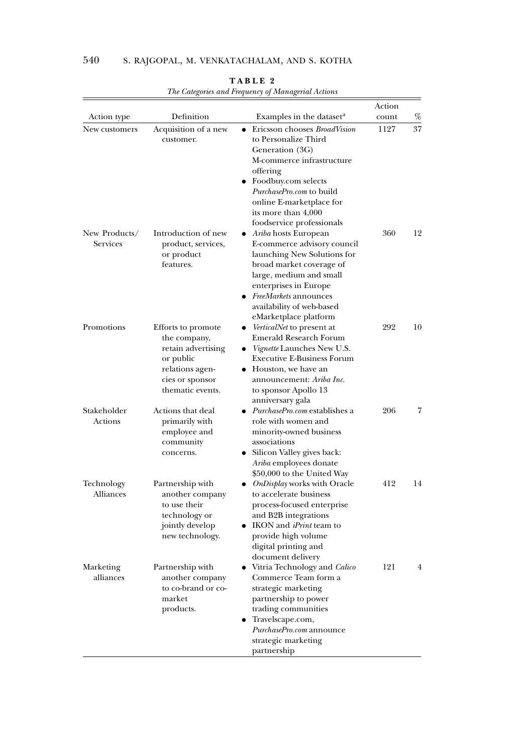**TABLE 2**

*The Categories and Frequency of Managerial Actions*

| Action type | Definition | Examples in the dataset[a] | Action count | % |
|---|---|---|---|---|
| New customers | Acquisition of a new customer. | • Ericsson chooses *BroadVision* to Personalize Third Generation (3G) M-commerce infrastructure offering<br>• Foodbuy.com selects *PurchasePro.com* to build online E-marketplace for its more than 4,000 foodservice professionals | 1127 | 37 |
| New Products/ Services | Introduction of new product, services, or product features. | • *Ariba* hosts European E-commerce advisory council launching New Solutions for broad market coverage of large, medium and small enterprises in Europe<br>• *FreeMarkets* announces availability of web-based eMarketplace platform | 360 | 12 |
| Promotions | Efforts to promote the company, retain advertising or public relations agencies or sponsor thematic events. | • *VerticalNet* to present at Emerald Research Forum<br>• *Vignette* Launches New U.S. Executive E-Business Forum<br>• Houston, we have an announcement: *Ariba Inc.* to sponsor Apollo 13 anniversary gala | 292 | 10 |
| Stakeholder Actions | Actions that deal primarily with employee and community concerns. | • *PurchasePro.com* establishes a role with women and minority-owned business associations<br>• Silicon Valley gives back: *Ariba* employees donate $50,000 to the United Way | 206 | 7 |
| Technology Alliances | Partnership with another company to use their technology or jointly develop new technology. | • *OnDisplay* works with Oracle to accelerate business process-focused enterprise and B2B integrations<br>• IKON and *iPrint* team to provide high volume digital printing and document delivery | 412 | 14 |
| Marketing alliances | Partnership with another company to co-brand or co-market products. | • Vitria Technology and *Calico* Commerce Team form a strategic marketing partnership to power trading communities<br>• Travelscape.com, *PurchasePro.com* announce strategic marketing partnership | 121 | 4 |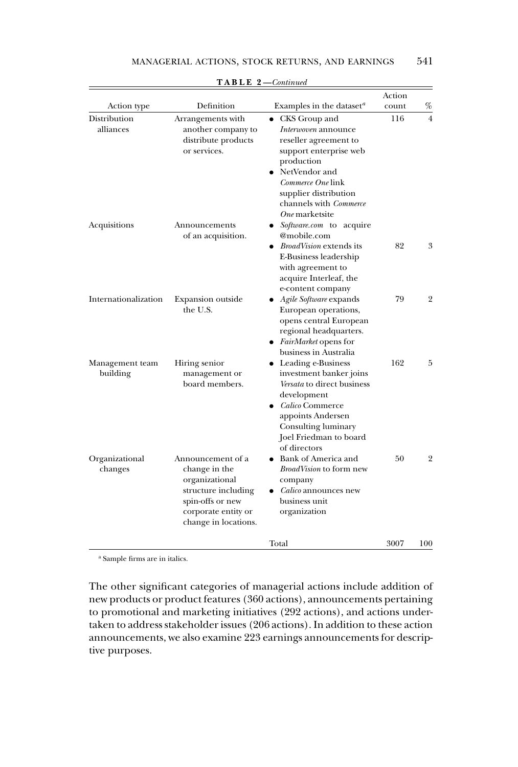**TABLE 2—*Continued***

| Action type | Definition | Examples in the dataset[a] | Action count | % |
|---|---|---|---|---|
| Distribution alliances | Arrangements with another company to distribute products or services. | • CKS Group and *Interwoven* announce reseller agreement to support enterprise web production<br>• NetVendor and *Commerce One* link supplier distribution channels with *Commerce One* marketsite | 116 | 4 |
| Acquisitions | Announcements of an acquisition. | • *Software.com* to acquire @mobile.com<br>• *BroadVision* extends its E-Business leadership with agreement to acquire Interleaf, the e-content company | 82 | 3 |
| Internationalization | Expansion outside the U.S. | • *Agile Software* expands European operations, opens central European regional headquarters.<br>• *FairMarket* opens for business in Australia | 79 | 2 |
| Management team building | Hiring senior management or board members. | • Leading e-Business investment banker joins *Versata* to direct business development<br>• *Calico* Commerce appoints Andersen Consulting luminary Joel Friedman to board of directors | 162 | 5 |
| Organizational changes | Announcement of a change in the organizational structure including spin-offs or new corporate entity or change in locations. | • Bank of America and *BroadVision* to form new company<br>• *Calico* announces new business unit organization | 50 | 2 |
| | | Total | 3007 | 100 |

[a] Sample firms are in italics.

The other significant categories of managerial actions include addition of new products or product features (360 actions), announcements pertaining to promotional and marketing initiatives (292 actions), and actions undertaken to address stakeholder issues (206 actions). In addition to these action announcements, we also examine 223 earnings announcements for descriptive purposes.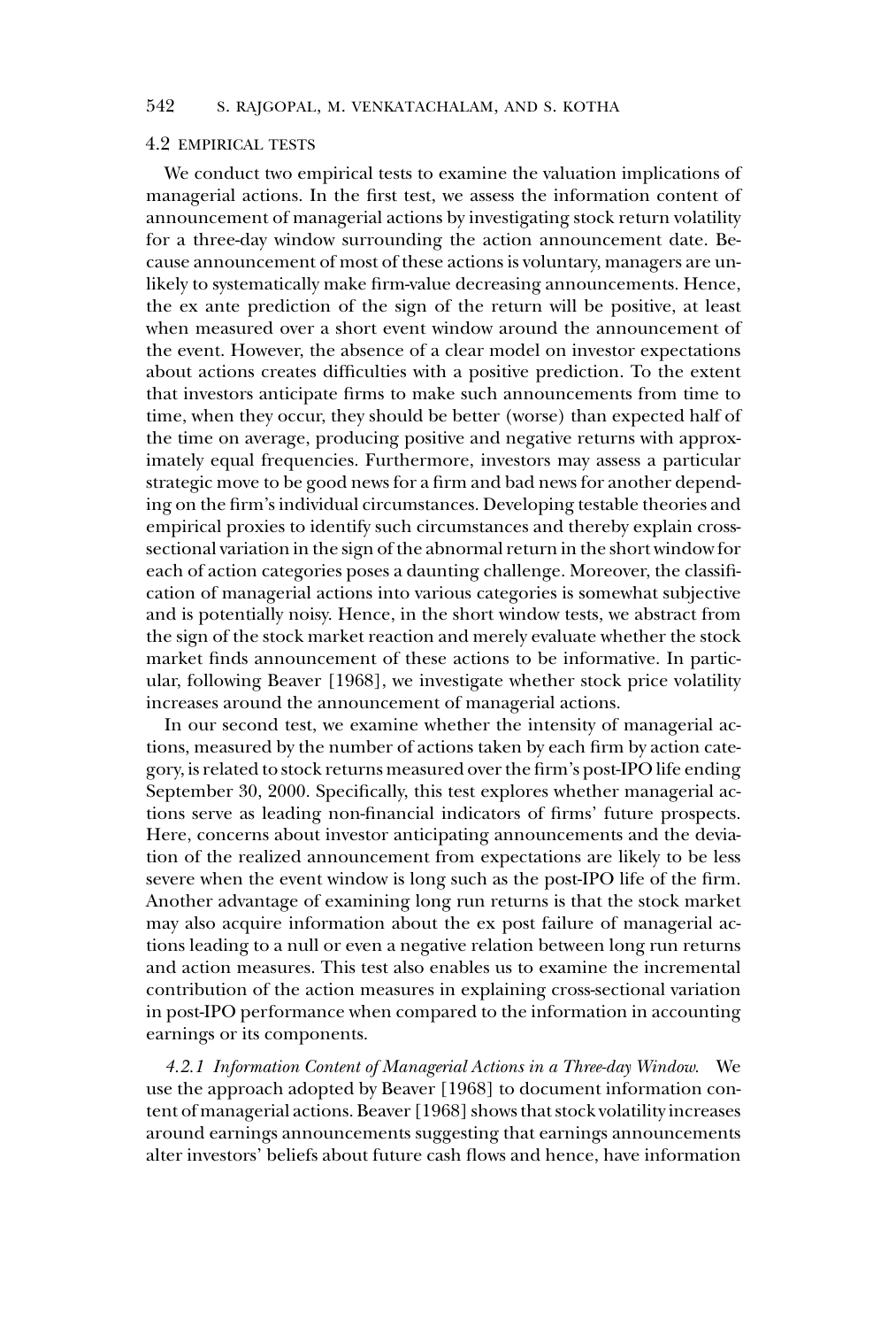### 4.2 EMPIRICAL TESTS

We conduct two empirical tests to examine the valuation implications of managerial actions. In the first test, we assess the information content of announcement of managerial actions by investigating stock return volatility for a three-day window surrounding the action announcement date. Because announcement of most of these actions is voluntary, managers are unlikely to systematically make firm-value decreasing announcements. Hence, the ex ante prediction of the sign of the return will be positive, at least when measured over a short event window around the announcement of the event. However, the absence of a clear model on investor expectations about actions creates difficulties with a positive prediction. To the extent that investors anticipate firms to make such announcements from time to time, when they occur, they should be better (worse) than expected half of the time on average, producing positive and negative returns with approximately equal frequencies. Furthermore, investors may assess a particular strategic move to be good news for a firm and bad news for another depending on the firm's individual circumstances. Developing testable theories and empirical proxies to identify such circumstances and thereby explain cross-sectional variation in the sign of the abnormal return in the short window for each of action categories poses a daunting challenge. Moreover, the classification of managerial actions into various categories is somewhat subjective and is potentially noisy. Hence, in the short window tests, we abstract from the sign of the stock market reaction and merely evaluate whether the stock market finds announcement of these actions to be informative. In particular, following Beaver [1968], we investigate whether stock price volatility increases around the announcement of managerial actions.

In our second test, we examine whether the intensity of managerial actions, measured by the number of actions taken by each firm by action category, is related to stock returns measured over the firm's post-IPO life ending September 30, 2000. Specifically, this test explores whether managerial actions serve as leading non-financial indicators of firms' future prospects. Here, concerns about investor anticipating announcements and the deviation of the realized announcement from expectations are likely to be less severe when the event window is long such as the post-IPO life of the firm. Another advantage of examining long run returns is that the stock market may also acquire information about the ex post failure of managerial actions leading to a null or even a negative relation between long run returns and action measures. This test also enables us to examine the incremental contribution of the action measures in explaining cross-sectional variation in post-IPO performance when compared to the information in accounting earnings or its components.

*4.2.1 Information Content of Managerial Actions in a Three-day Window.* We use the approach adopted by Beaver [1968] to document information content of managerial actions. Beaver [1968] shows that stock volatility increases around earnings announcements suggesting that earnings announcements alter investors' beliefs about future cash flows and hence, have information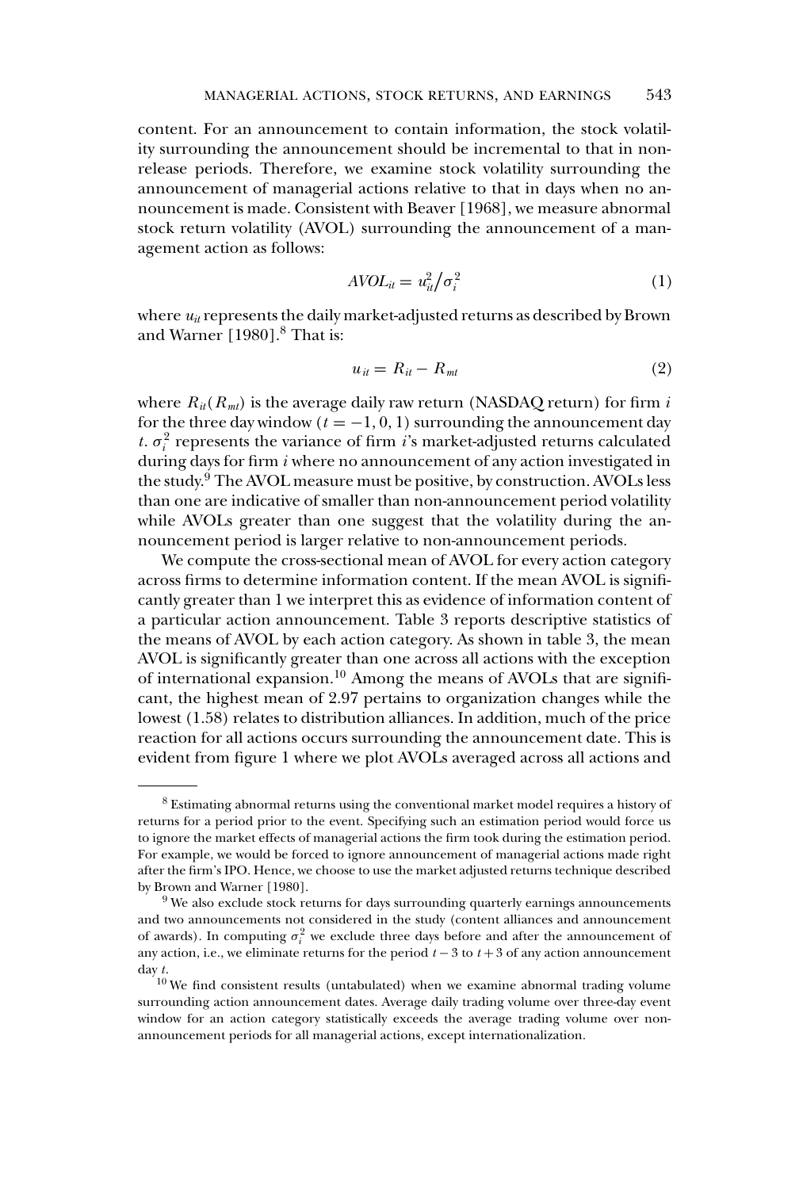content. For an announcement to contain information, the stock volatility surrounding the announcement should be incremental to that in non-release periods. Therefore, we examine stock volatility surrounding the announcement of managerial actions relative to that in days when no announcement is made. Consistent with Beaver [1968], we measure abnormal stock return volatility (AVOL) surrounding the announcement of a management action as follows:

$$AVOL_{it} = u_{it}^2 / \sigma_i^2 \tag{1}$$

where $u_{it}$ represents the daily market-adjusted returns as described by Brown and Warner [1980].[8] That is:

$$u_{it} = R_{it} - R_{mt} \tag{2}$$

where $R_{it}(R_{mt})$ is the average daily raw return (NASDAQ return) for firm $i$ for the three day window ($t = -1, 0, 1$) surrounding the announcement day $t$. $\sigma_i^2$ represents the variance of firm $i$'s market-adjusted returns calculated during days for firm $i$ where no announcement of any action investigated in the study.[9] The AVOL measure must be positive, by construction. AVOLs less than one are indicative of smaller than non-announcement period volatility while AVOLs greater than one suggest that the volatility during the announcement period is larger relative to non-announcement periods.

We compute the cross-sectional mean of AVOL for every action category across firms to determine information content. If the mean AVOL is significantly greater than 1 we interpret this as evidence of information content of a particular action announcement. Table 3 reports descriptive statistics of the means of AVOL by each action category. As shown in table 3, the mean AVOL is significantly greater than one across all actions with the exception of international expansion.[10] Among the means of AVOLs that are significant, the highest mean of 2.97 pertains to organization changes while the lowest (1.58) relates to distribution alliances. In addition, much of the price reaction for all actions occurs surrounding the announcement date. This is evident from figure 1 where we plot AVOLs averaged across all actions and

---

[8] Estimating abnormal returns using the conventional market model requires a history of returns for a period prior to the event. Specifying such an estimation period would force us to ignore the market effects of managerial actions the firm took during the estimation period. For example, we would be forced to ignore announcement of managerial actions made right after the firm's IPO. Hence, we choose to use the market adjusted returns technique described by Brown and Warner [1980].

[9] We also exclude stock returns for days surrounding quarterly earnings announcements and two announcements not considered in the study (content alliances and announcement of awards). In computing $\sigma_i^2$ we exclude three days before and after the announcement of any action, i.e., we eliminate returns for the period $t - 3$ to $t + 3$ of any action announcement day $t$.

[10] We find consistent results (untabulated) when we examine abnormal trading volume surrounding action announcement dates. Average daily trading volume over three-day event window for an action category statistically exceeds the average trading volume over non-announcement periods for all managerial actions, except internationalization.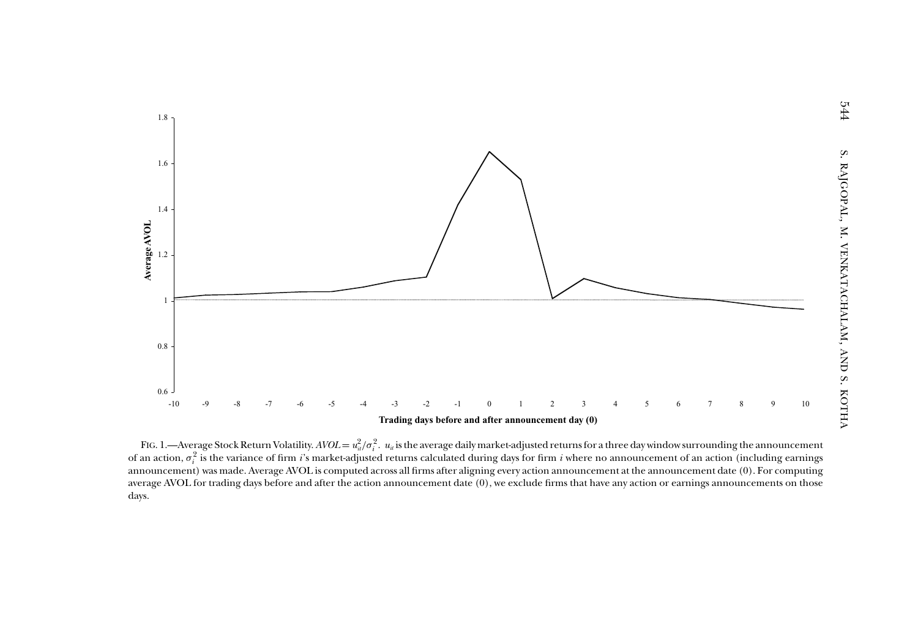FIG. 1.—Average Stock Return Volatility. $AVOL = u_{it}^2/\sigma_i^2$. $u_{it}$ is the average daily market-adjusted returns for a three day window surrounding the announcement of an action, $\sigma_i^2$ is the variance of firm $i$'s market-adjusted returns calculated during days for firm $i$ where no announcement of an action (including earnings announcement) was made. Average AVOL is computed across all firms after aligning every action announcement at the announcement date (0). For computing average AVOL for trading days before and after the action announcement date (0), we exclude firms that have any action or earnings announcements on those days.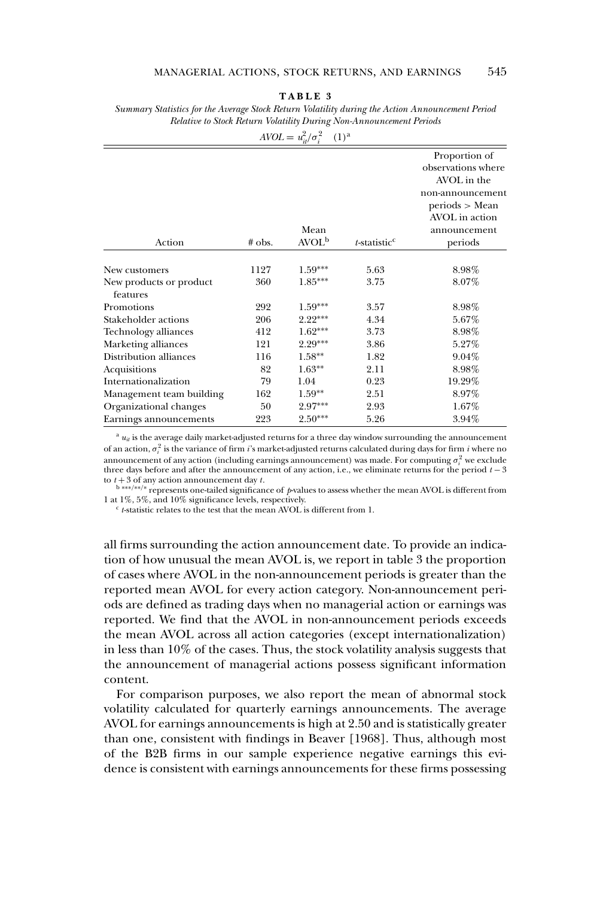**TABLE 3**

*Summary Statistics for the Average Stock Return Volatility during the Action Announcement Period Relative to Stock Return Volatility During Non-Announcement Periods*

$$AVOL = u_{it}^2/\sigma_i^2 \quad (1)^a$$

| Action | # obs. | Mean AVOL[b] | *t*-statistic[c] | Proportion of observations where AVOL in the non-announcement periods > Mean AVOL in action announcement periods |
|---|---|---|---|---|
| New customers | 1127 | 1.59*** | 5.63 | 8.98% |
| New products or product features | 360 | 1.85*** | 3.75 | 8.07% |
| Promotions | 292 | 1.59*** | 3.57 | 8.98% |
| Stakeholder actions | 206 | 2.22*** | 4.34 | 5.67% |
| Technology alliances | 412 | 1.62*** | 3.73 | 8.98% |
| Marketing alliances | 121 | 2.29*** | 3.86 | 5.27% |
| Distribution alliances | 116 | 1.58** | 1.82 | 9.04% |
| Acquisitions | 82 | 1.63** | 2.11 | 8.98% |
| Internationalization | 79 | 1.04 | 0.23 | 19.29% |
| Management team building | 162 | 1.59** | 2.51 | 8.97% |
| Organizational changes | 50 | 2.97*** | 2.93 | 1.67% |
| Earnings announcements | 223 | 2.50*** | 5.26 | 3.94% |

[a] $u_{it}$ is the average daily market-adjusted returns for a three day window surrounding the announcement of an action, $\sigma_i^2$ is the variance of firm $i$'s market-adjusted returns calculated during days for firm $i$ where no announcement of any action (including earnings announcement) was made. For computing $\sigma_i^2$ we exclude three days before and after the announcement of any action, i.e., we eliminate returns for the period $t-3$ to $t+3$ of any action announcement day $t$.

[b] ***/**/* represents one-tailed significance of *p*-values to assess whether the mean AVOL is different from 1 at 1%, 5%, and 10% significance levels, respectively.

[c] *t*-statistic relates to the test that the mean AVOL is different from 1.

all firms surrounding the action announcement date. To provide an indication of how unusual the mean AVOL is, we report in table 3 the proportion of cases where AVOL in the non-announcement periods is greater than the reported mean AVOL for every action category. Non-announcement periods are defined as trading days when no managerial action or earnings was reported. We find that the AVOL in non-announcement periods exceeds the mean AVOL across all action categories (except internationalization) in less than 10% of the cases. Thus, the stock volatility analysis suggests that the announcement of managerial actions possess significant information content.

For comparison purposes, we also report the mean of abnormal stock volatility calculated for quarterly earnings announcements. The average AVOL for earnings announcements is high at 2.50 and is statistically greater than one, consistent with findings in Beaver [1968]. Thus, although most of the B2B firms in our sample experience negative earnings this evidence is consistent with earnings announcements for these firms possessing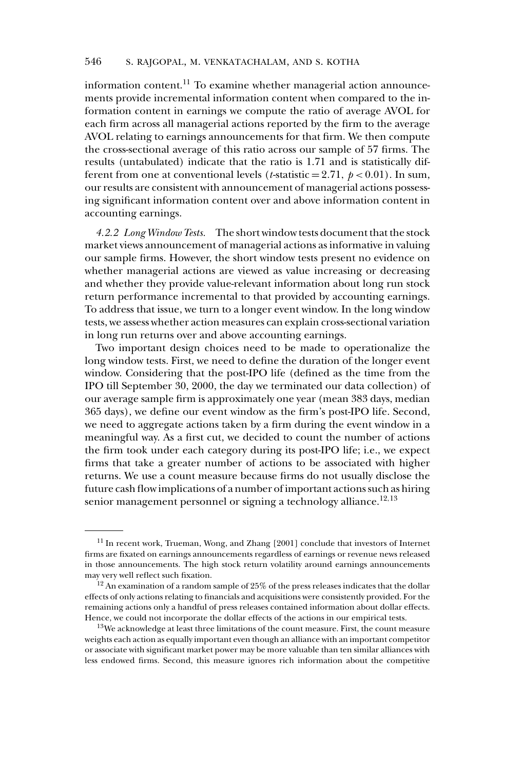information content.[11] To examine whether managerial action announcements provide incremental information content when compared to the information content in earnings we compute the ratio of average AVOL for each firm across all managerial actions reported by the firm to the average AVOL relating to earnings announcements for that firm. We then compute the cross-sectional average of this ratio across our sample of 57 firms. The results (untabulated) indicate that the ratio is 1.71 and is statistically different from one at conventional levels ($t$-statistic $= 2.71$, $p < 0.01$). In sum, our results are consistent with announcement of managerial actions possessing significant information content over and above information content in accounting earnings.

*4.2.2 Long Window Tests.* The short window tests document that the stock market views announcement of managerial actions as informative in valuing our sample firms. However, the short window tests present no evidence on whether managerial actions are viewed as value increasing or decreasing and whether they provide value-relevant information about long run stock return performance incremental to that provided by accounting earnings. To address that issue, we turn to a longer event window. In the long window tests, we assess whether action measures can explain cross-sectional variation in long run returns over and above accounting earnings.

Two important design choices need to be made to operationalize the long window tests. First, we need to define the duration of the longer event window. Considering that the post-IPO life (defined as the time from the IPO till September 30, 2000, the day we terminated our data collection) of our average sample firm is approximately one year (mean 383 days, median 365 days), we define our event window as the firm's post-IPO life. Second, we need to aggregate actions taken by a firm during the event window in a meaningful way. As a first cut, we decided to count the number of actions the firm took under each category during its post-IPO life; i.e., we expect firms that take a greater number of actions to be associated with higher returns. We use a count measure because firms do not usually disclose the future cash flow implications of a number of important actions such as hiring senior management personnel or signing a technology alliance.[12,13]

---

[11] In recent work, Trueman, Wong, and Zhang [2001] conclude that investors of Internet firms are fixated on earnings announcements regardless of earnings or revenue news released in those announcements. The high stock return volatility around earnings announcements may very well reflect such fixation.

[12] An examination of a random sample of 25% of the press releases indicates that the dollar effects of only actions relating to financials and acquisitions were consistently provided. For the remaining actions only a handful of press releases contained information about dollar effects. Hence, we could not incorporate the dollar effects of the actions in our empirical tests.

[13] We acknowledge at least three limitations of the count measure. First, the count measure weights each action as equally important even though an alliance with an important competitor or associate with significant market power may be more valuable than ten similar alliances with less endowed firms. Second, this measure ignores rich information about the competitive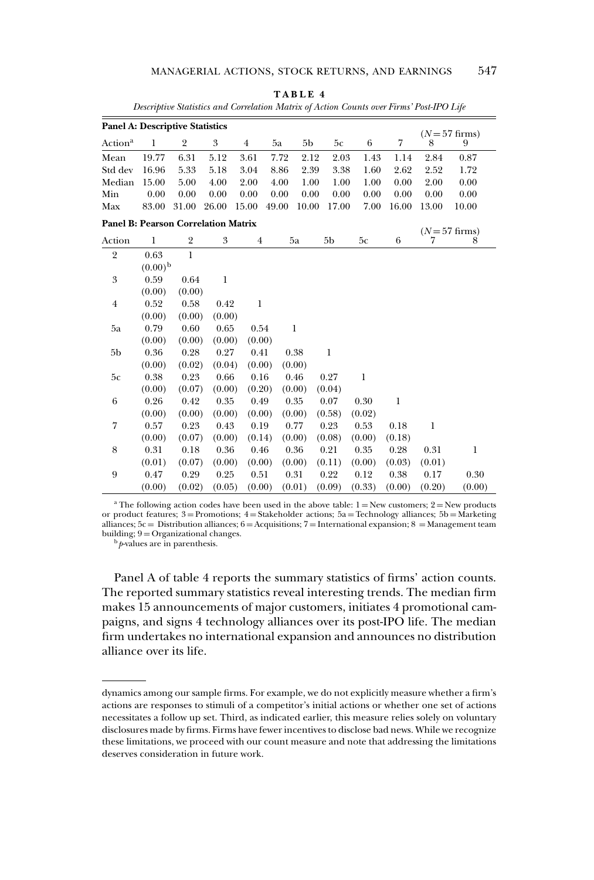**TABLE 4**

*Descriptive Statistics and Correlation Matrix of Action Counts over Firms' Post-IPO Life*

**Panel A: Descriptive Statistics** ($N = 57$ firms)

| Action[a] | 1 | 2 | 3 | 4 | 5a | 5b | 5c | 6 | 7 | 8 | 9 |
|---|---|---|---|---|---|---|---|---|---|---|---|
| Mean | 19.77 | 6.31 | 5.12 | 3.61 | 7.72 | 2.12 | 2.03 | 1.43 | 1.14 | 2.84 | 0.87 |
| Std dev | 16.96 | 5.33 | 5.18 | 3.04 | 8.86 | 2.39 | 3.38 | 1.60 | 2.62 | 2.52 | 1.72 |
| Median | 15.00 | 5.00 | 4.00 | 2.00 | 4.00 | 1.00 | 1.00 | 1.00 | 0.00 | 2.00 | 0.00 |
| Min | 0.00 | 0.00 | 0.00 | 0.00 | 0.00 | 0.00 | 0.00 | 0.00 | 0.00 | 0.00 | 0.00 |
| Max | 83.00 | 31.00 | 26.00 | 15.00 | 49.00 | 10.00 | 17.00 | 7.00 | 16.00 | 13.00 | 10.00 |

**Panel B: Pearson Correlation Matrix** ($N = 57$ firms)

| Action | 1 | 2 | 3 | 4 | 5a | 5b | 5c | 6 | 7 | 8 |
|---|---|---|---|---|---|---|---|---|---|---|
| 2 | 0.63 | 1 | | | | | | | | |
| | (0.00)[b] | | | | | | | | | |
| 3 | 0.59 | 0.64 | 1 | | | | | | | |
| | (0.00) | (0.00) | | | | | | | | |
| 4 | 0.52 | 0.58 | 0.42 | 1 | | | | | | |
| | (0.00) | (0.00) | (0.00) | | | | | | | |
| 5a | 0.79 | 0.60 | 0.65 | 0.54 | 1 | | | | | |
| | (0.00) | (0.00) | (0.00) | (0.00) | | | | | | |
| 5b | 0.36 | 0.28 | 0.27 | 0.41 | 0.38 | 1 | | | | |
| | (0.00) | (0.02) | (0.04) | (0.00) | (0.00) | | | | | |
| 5c | 0.38 | 0.23 | 0.66 | 0.16 | 0.46 | 0.27 | 1 | | | |
| | (0.00) | (0.07) | (0.00) | (0.20) | (0.00) | (0.04) | | | | |
| 6 | 0.26 | 0.42 | 0.35 | 0.49 | 0.35 | 0.07 | 0.30 | 1 | | |
| | (0.00) | (0.00) | (0.00) | (0.00) | (0.00) | (0.58) | (0.02) | | | |
| 7 | 0.57 | 0.23 | 0.43 | 0.19 | 0.77 | 0.23 | 0.53 | 0.18 | 1 | |
| | (0.00) | (0.07) | (0.00) | (0.14) | (0.00) | (0.08) | (0.00) | (0.18) | | |
| 8 | 0.31 | 0.18 | 0.36 | 0.46 | 0.36 | 0.21 | 0.35 | 0.28 | 0.31 | 1 |
| | (0.01) | (0.07) | (0.00) | (0.00) | (0.00) | (0.11) | (0.00) | (0.03) | (0.01) | |
| 9 | 0.47 | 0.29 | 0.25 | 0.51 | 0.31 | 0.22 | 0.12 | 0.38 | 0.17 | 0.30 |
| | (0.00) | (0.02) | (0.05) | (0.00) | (0.01) | (0.09) | (0.33) | (0.00) | (0.20) | (0.00) |

[a] The following action codes have been used in the above table: 1 = New customers; 2 = New products or product features; 3 = Promotions; 4 = Stakeholder actions; 5a = Technology alliances; 5b = Marketing alliances; 5c = Distribution alliances; 6 = Acquisitions; 7 = International expansion; 8 = Management team building; 9 = Organizational changes.

[b] *p*-values are in parenthesis.

Panel A of table 4 reports the summary statistics of firms' action counts. The reported summary statistics reveal interesting trends. The median firm makes 15 announcements of major customers, initiates 4 promotional campaigns, and signs 4 technology alliances over its post-IPO life. The median firm undertakes no international expansion and announces no distribution alliance over its life.

---

dynamics among our sample firms. For example, we do not explicitly measure whether a firm's actions are responses to stimuli of a competitor's initial actions or whether one set of actions necessitates a follow up set. Third, as indicated earlier, this measure relies solely on voluntary disclosures made by firms. Firms have fewer incentives to disclose bad news. While we recognize these limitations, we proceed with our count measure and note that addressing the limitations deserves consideration in future work.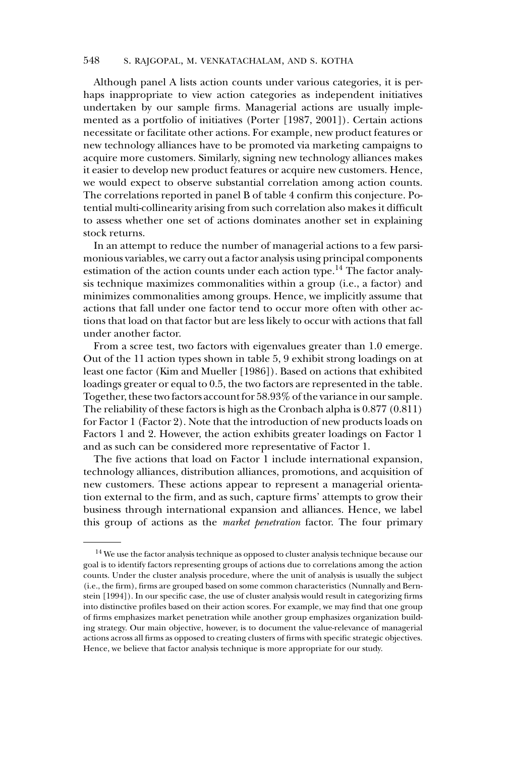Although panel A lists action counts under various categories, it is perhaps inappropriate to view action categories as independent initiatives undertaken by our sample firms. Managerial actions are usually implemented as a portfolio of initiatives (Porter [1987, 2001]). Certain actions necessitate or facilitate other actions. For example, new product features or new technology alliances have to be promoted via marketing campaigns to acquire more customers. Similarly, signing new technology alliances makes it easier to develop new product features or acquire new customers. Hence, we would expect to observe substantial correlation among action counts. The correlations reported in panel B of table 4 confirm this conjecture. Potential multi-collinearity arising from such correlation also makes it difficult to assess whether one set of actions dominates another set in explaining stock returns.

In an attempt to reduce the number of managerial actions to a few parsimonious variables, we carry out a factor analysis using principal components estimation of the action counts under each action type.[14] The factor analysis technique maximizes commonalities within a group (i.e., a factor) and minimizes commonalities among groups. Hence, we implicitly assume that actions that fall under one factor tend to occur more often with other actions that load on that factor but are less likely to occur with actions that fall under another factor.

From a scree test, two factors with eigenvalues greater than 1.0 emerge. Out of the 11 action types shown in table 5, 9 exhibit strong loadings on at least one factor (Kim and Mueller [1986]). Based on actions that exhibited loadings greater or equal to 0.5, the two factors are represented in the table. Together, these two factors account for 58.93% of the variance in our sample. The reliability of these factors is high as the Cronbach alpha is 0.877 (0.811) for Factor 1 (Factor 2). Note that the introduction of new products loads on Factors 1 and 2. However, the action exhibits greater loadings on Factor 1 and as such can be considered more representative of Factor 1.

The five actions that load on Factor 1 include international expansion, technology alliances, distribution alliances, promotions, and acquisition of new customers. These actions appear to represent a managerial orientation external to the firm, and as such, capture firms' attempts to grow their business through international expansion and alliances. Hence, we label this group of actions as the *market penetration* factor. The four primary

---

[14] We use the factor analysis technique as opposed to cluster analysis technique because our goal is to identify factors representing groups of actions due to correlations among the action counts. Under the cluster analysis procedure, where the unit of analysis is usually the subject (i.e., the firm), firms are grouped based on some common characteristics (Nunnally and Bernstein [1994]). In our specific case, the use of cluster analysis would result in categorizing firms into distinctive profiles based on their action scores. For example, we may find that one group of firms emphasizes market penetration while another group emphasizes organization building strategy. Our main objective, however, is to document the value-relevance of managerial actions across all firms as opposed to creating clusters of firms with specific strategic objectives. Hence, we believe that factor analysis technique is more appropriate for our study.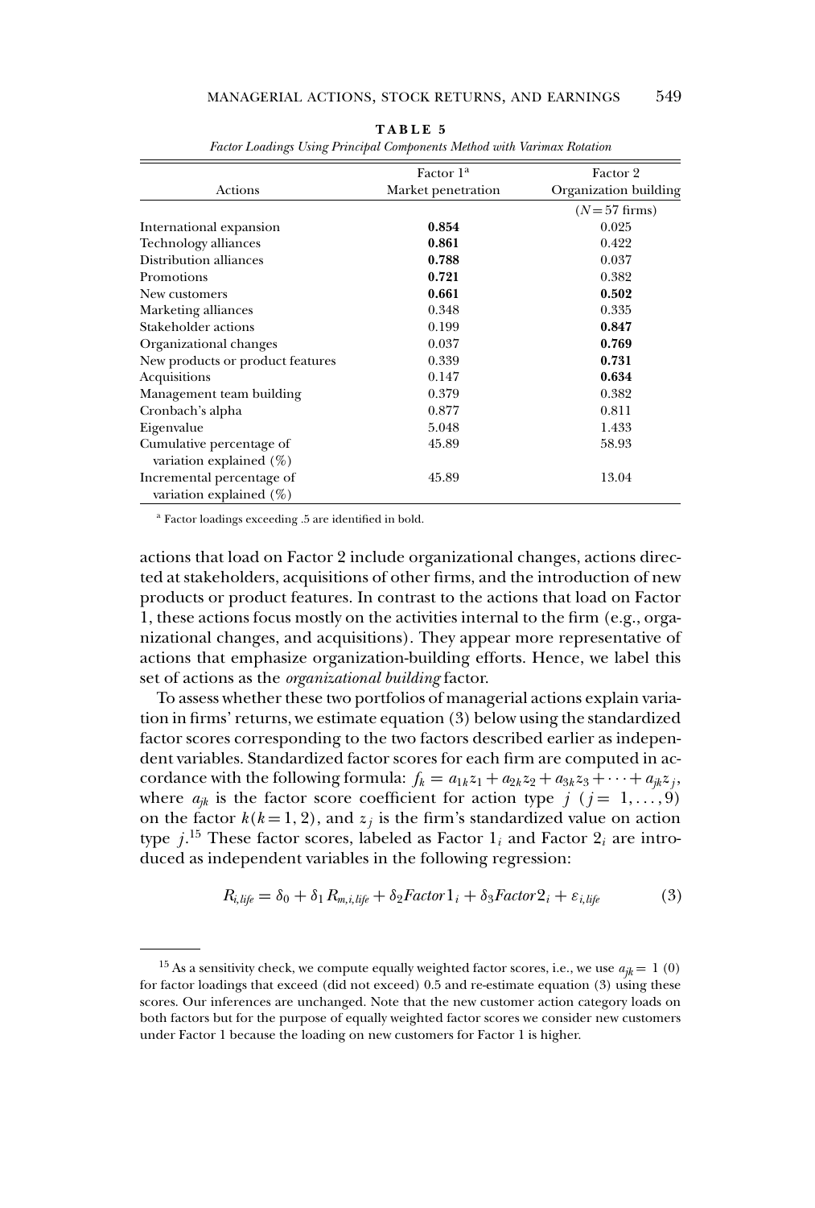**TABLE 5**

*Factor Loadings Using Principal Components Method with Varimax Rotation*

| Actions | Factor 1[a] Market penetration | Factor 2 Organization building |
|---|---|---|
| | | ($N = 57$ firms) |
| International expansion | **0.854** | 0.025 |
| Technology alliances | **0.861** | 0.422 |
| Distribution alliances | **0.788** | 0.037 |
| Promotions | **0.721** | 0.382 |
| New customers | **0.661** | **0.502** |
| Marketing alliances | 0.348 | 0.335 |
| Stakeholder actions | 0.199 | **0.847** |
| Organizational changes | 0.037 | **0.769** |
| New products or product features | 0.339 | **0.731** |
| Acquisitions | 0.147 | **0.634** |
| Management team building | 0.379 | 0.382 |
| Cronbach's alpha | 0.877 | 0.811 |
| Eigenvalue | 5.048 | 1.433 |
| Cumulative percentage of variation explained (%) | 45.89 | 58.93 |
| Incremental percentage of variation explained (%) | 45.89 | 13.04 |

[a] Factor loadings exceeding .5 are identified in bold.

actions that load on Factor 2 include organizational changes, actions directed at stakeholders, acquisitions of other firms, and the introduction of new products or product features. In contrast to the actions that load on Factor 1, these actions focus mostly on the activities internal to the firm (e.g., organizational changes, and acquisitions). They appear more representative of actions that emphasize organization-building efforts. Hence, we label this set of actions as the *organizational building* factor.

To assess whether these two portfolios of managerial actions explain variation in firms' returns, we estimate equation (3) below using the standardized factor scores corresponding to the two factors described earlier as independent variables. Standardized factor scores for each firm are computed in accordance with the following formula: $f_k = a_{1k}z_1 + a_{2k}z_2 + a_{3k}z_3 + \cdots + a_{jk}z_j$, where $a_{jk}$ is the factor score coefficient for action type $j$ ($j = 1, \ldots, 9$) on the factor $k (k = 1, 2)$, and $z_j$ is the firm's standardized value on action type $j$.[15] These factor scores, labeled as Factor $1_i$ and Factor $2_i$ are introduced as independent variables in the following regression:

$$R_{i,life} = \delta_0 + \delta_1 R_{m,i,life} + \delta_2 Factor1_i + \delta_3 Factor2_i + \varepsilon_{i,life} \tag{3}$$

[15] As a sensitivity check, we compute equally weighted factor scores, i.e., we use $a_{jk} = 1$ (0) for factor loadings that exceed (did not exceed) 0.5 and re-estimate equation (3) using these scores. Our inferences are unchanged. Note that the new customer action category loads on both factors but for the purpose of equally weighted factor scores we consider new customers under Factor 1 because the loading on new customers for Factor 1 is higher.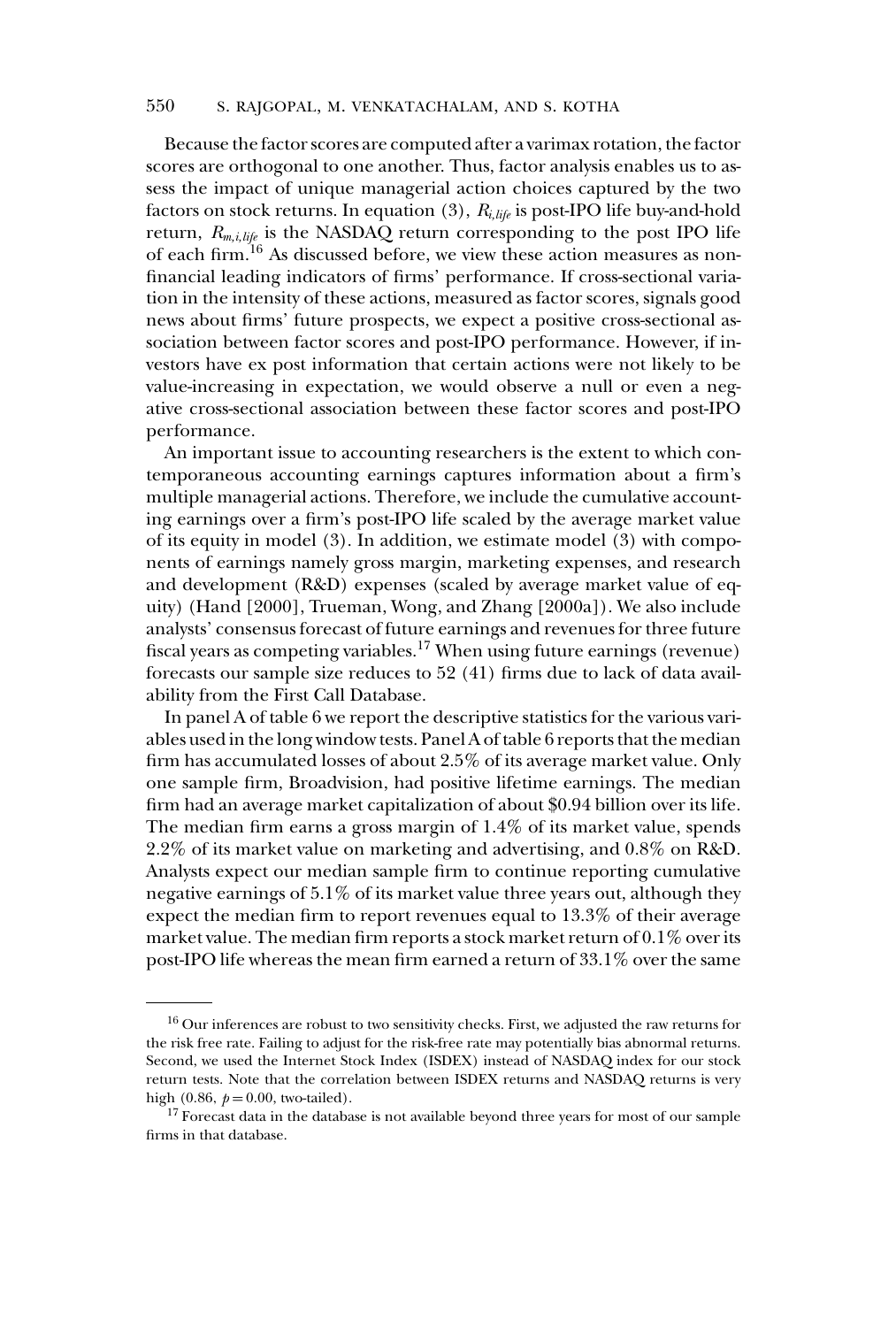Because the factor scores are computed after a varimax rotation, the factor scores are orthogonal to one another. Thus, factor analysis enables us to assess the impact of unique managerial action choices captured by the two factors on stock returns. In equation (3), $R_{i,life}$ is post-IPO life buy-and-hold return, $R_{m,i,life}$ is the NASDAQ return corresponding to the post IPO life of each firm.[16] As discussed before, we view these action measures as nonfinancial leading indicators of firms' performance. If cross-sectional variation in the intensity of these actions, measured as factor scores, signals good news about firms' future prospects, we expect a positive cross-sectional association between factor scores and post-IPO performance. However, if investors have ex post information that certain actions were not likely to be value-increasing in expectation, we would observe a null or even a negative cross-sectional association between these factor scores and post-IPO performance.

An important issue to accounting researchers is the extent to which contemporaneous accounting earnings captures information about a firm's multiple managerial actions. Therefore, we include the cumulative accounting earnings over a firm's post-IPO life scaled by the average market value of its equity in model (3). In addition, we estimate model (3) with components of earnings namely gross margin, marketing expenses, and research and development (R&D) expenses (scaled by average market value of equity) (Hand [2000], Trueman, Wong, and Zhang [2000a]). We also include analysts' consensus forecast of future earnings and revenues for three future fiscal years as competing variables.[17] When using future earnings (revenue) forecasts our sample size reduces to 52 (41) firms due to lack of data availability from the First Call Database.

In panel A of table 6 we report the descriptive statistics for the various variables used in the long window tests. Panel A of table 6 reports that the median firm has accumulated losses of about 2.5% of its average market value. Only one sample firm, Broadvision, had positive lifetime earnings. The median firm had an average market capitalization of about \$0.94 billion over its life. The median firm earns a gross margin of 1.4% of its market value, spends 2.2% of its market value on marketing and advertising, and 0.8% on R&D. Analysts expect our median sample firm to continue reporting cumulative negative earnings of 5.1% of its market value three years out, although they expect the median firm to report revenues equal to 13.3% of their average market value. The median firm reports a stock market return of 0.1% over its post-IPO life whereas the mean firm earned a return of 33.1% over the same

---

[16] Our inferences are robust to two sensitivity checks. First, we adjusted the raw returns for the risk free rate. Failing to adjust for the risk-free rate may potentially bias abnormal returns. Second, we used the Internet Stock Index (ISDEX) instead of NASDAQ index for our stock return tests. Note that the correlation between ISDEX returns and NASDAQ returns is very high (0.86, $p = 0.00$, two-tailed).

[17] Forecast data in the database is not available beyond three years for most of our sample firms in that database.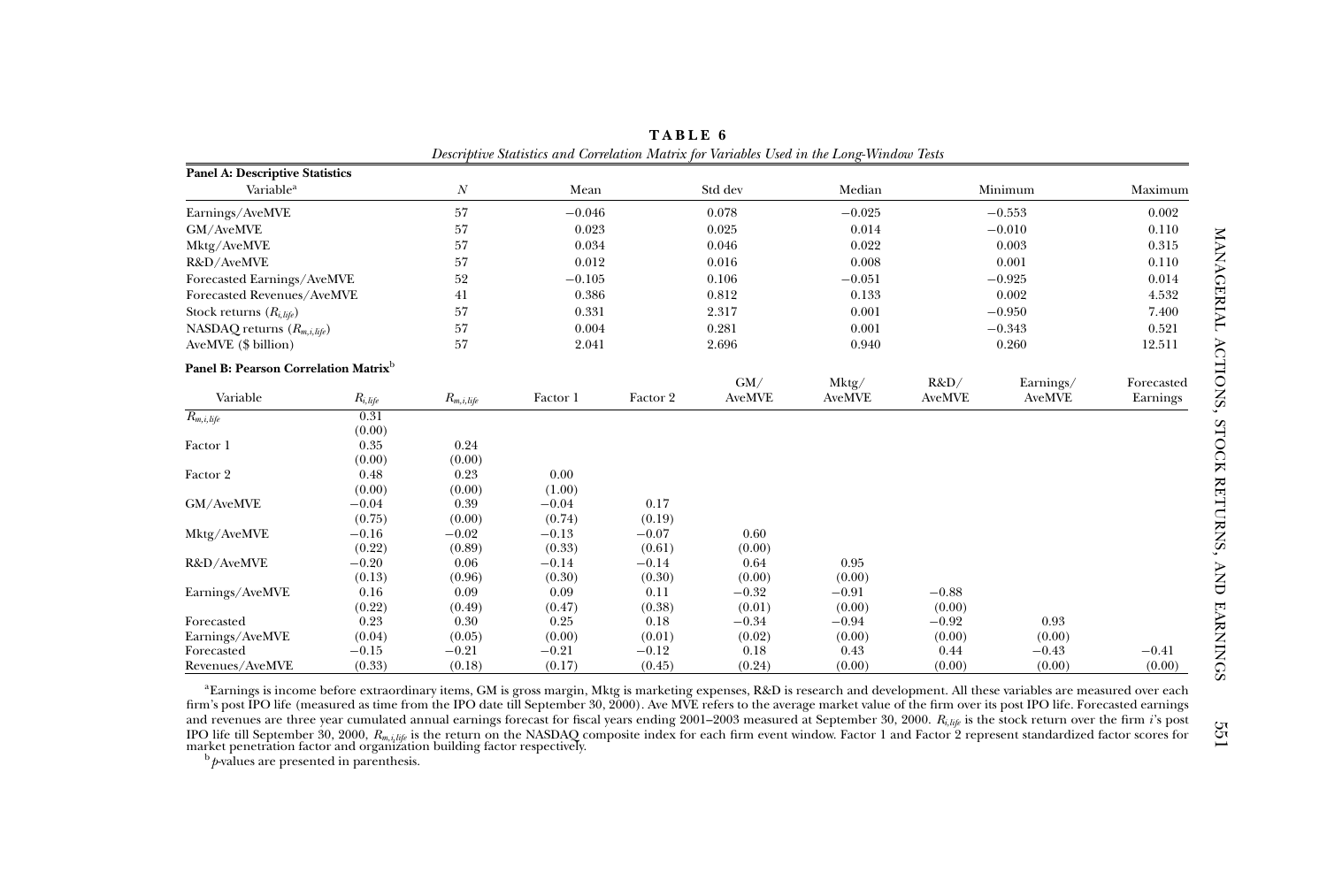**TABLE 6**

*Descriptive Statistics and Correlation Matrix for Variables Used in the Long-Window Tests*

**Panel A: Descriptive Statistics**

| Variable[a] | $N$ | Mean | Std dev | Median | Minimum | Maximum |
|---|---|---|---|---|---|---|
| Earnings/AveMVE | 57 | −0.046 | 0.078 | −0.025 | −0.553 | 0.002 |
| GM/AveMVE | 57 | 0.023 | 0.025 | 0.014 | −0.010 | 0.110 |
| Mktg/AveMVE | 57 | 0.034 | 0.046 | 0.022 | 0.003 | 0.315 |
| R&D/AveMVE | 57 | 0.012 | 0.016 | 0.008 | 0.001 | 0.110 |
| Forecasted Earnings/AveMVE | 52 | −0.105 | 0.106 | −0.051 | −0.925 | 0.014 |
| Forecasted Revenues/AveMVE | 41 | 0.386 | 0.812 | 0.133 | 0.002 | 4.532 |
| Stock returns ($R_{i,life}$) | 57 | 0.331 | 2.317 | 0.001 | −0.950 | 7.400 |
| NASDAQ returns ($R_{m,i,life}$) | 57 | 0.004 | 0.281 | 0.001 | −0.343 | 0.521 |
| AveMVE ($ billion) | 57 | 2.041 | 2.696 | 0.940 | 0.260 | 12.511 |

**Panel B: Pearson Correlation Matrix**[b]

| Variable | $R_{i,life}$ | $R_{m,i,life}$ | Factor 1 | Factor 2 | GM/ AveMVE | Mktg/ AveMVE | R&D/ AveMVE | Earnings/ AveMVE | Forecasted Earnings |
|---|---|---|---|---|---|---|---|---|---|
| $R_{m,i,life}$ | 0.31 | | | | | | | | |
| | (0.00) | | | | | | | | |
| Factor 1 | 0.35 | 0.24 | | | | | | | |
| | (0.00) | (0.00) | | | | | | | |
| Factor 2 | 0.48 | 0.23 | 0.00 | | | | | | |
| | (0.00) | (0.00) | (1.00) | | | | | | |
| GM/AveMVE | −0.04 | 0.39 | −0.04 | 0.17 | | | | | |
| | (0.75) | (0.00) | (0.74) | (0.19) | | | | | |
| Mktg/AveMVE | −0.16 | −0.02 | −0.13 | −0.07 | 0.60 | | | | |
| | (0.22) | (0.89) | (0.33) | (0.61) | (0.00) | | | | |
| R&D/AveMVE | −0.20 | 0.06 | −0.14 | −0.14 | 0.64 | 0.95 | | | |
| | (0.13) | (0.96) | (0.30) | (0.30) | (0.00) | (0.00) | | | |
| Earnings/AveMVE | 0.16 | 0.09 | 0.09 | 0.11 | −0.32 | −0.91 | −0.88 | | |
| | (0.22) | (0.49) | (0.47) | (0.38) | (0.01) | (0.00) | (0.00) | | |
| Forecasted Earnings/AveMVE | 0.23 | 0.30 | 0.25 | 0.18 | −0.34 | −0.94 | −0.92 | 0.93 | |
| | (0.04) | (0.05) | (0.00) | (0.01) | (0.02) | (0.00) | (0.00) | (0.00) | |
| Forecasted Revenues/AveMVE | −0.15 | −0.21 | −0.21 | −0.12 | 0.18 | 0.43 | 0.44 | −0.43 | −0.41 |
| | (0.33) | (0.18) | (0.17) | (0.45) | (0.24) | (0.00) | (0.00) | (0.00) | (0.00) |

[a]Earnings is income before extraordinary items, GM is gross margin, Mktg is marketing expenses, R&D is research and development. All these variables are measured over each firm's post IPO life (measured as time from the IPO date till September 30, 2000). Ave MVE refers to the average market value of the firm over its post IPO life. Forecasted earnings and revenues are three year cumulated annual earnings forecast for fiscal years ending 2001–2003 measured at September 30, 2000. $R_{i,life}$ is the stock return over the firm $i$'s post IPO life till September 30, 2000, $R_{m,i,life}$ is the return on the NASDAQ composite index for each firm event window. Factor 1 and Factor 2 represent standardized factor scores for market penetration factor and organization building factor respectively.

[b]$p$-values are presented in parenthesis.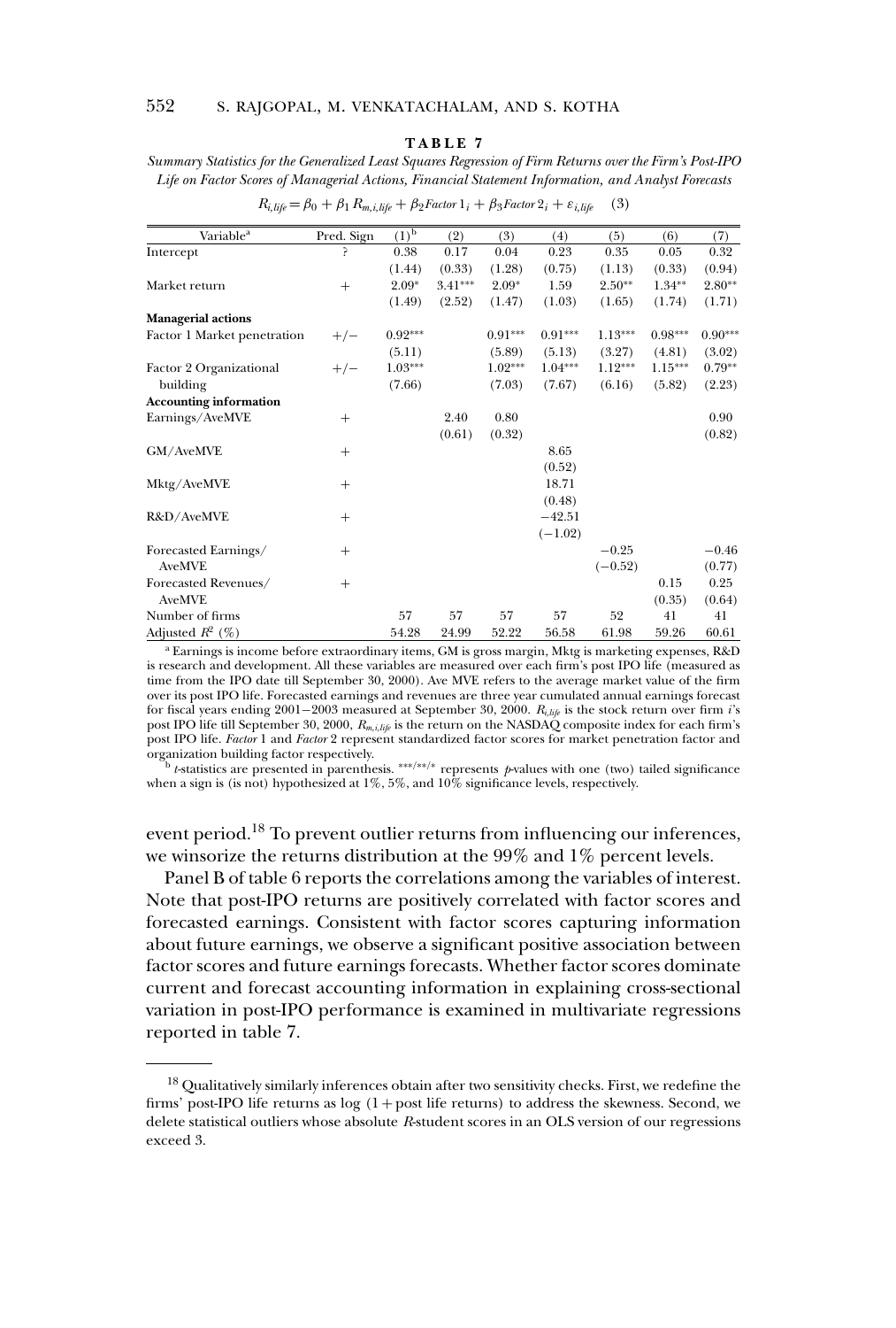**TABLE 7**

*Summary Statistics for the Generalized Least Squares Regression of Firm Returns over the Firm's Post-IPO Life on Factor Scores of Managerial Actions, Financial Statement Information, and Analyst Forecasts*

$$R_{i,life} = \beta_0 + \beta_1 R_{m,i,life} + \beta_2 Factor\,1_i + \beta_3 Factor\,2_i + \varepsilon_{i,life} \quad (3)$$

| Variable[a] | Pred. Sign | (1)[b] | (2) | (3) | (4) | (5) | (6) | (7) |
|---|---|---|---|---|---|---|---|---|
| Intercept | ? | 0.38 | 0.17 | 0.04 | 0.23 | 0.35 | 0.05 | 0.32 |
| | | (1.44) | (0.33) | (1.28) | (0.75) | (1.13) | (0.33) | (0.94) |
| Market return | + | 2.09* | 3.41*** | 2.09* | 1.59 | 2.50** | 1.34** | 2.80** |
| | | (1.49) | (2.52) | (1.47) | (1.03) | (1.65) | (1.74) | (1.71) |
| **Managerial actions** | | | | | | | | |
| Factor 1 Market penetration | +/− | 0.92*** | | 0.91*** | 0.91*** | 1.13*** | 0.98*** | 0.90*** |
| | | (5.11) | | (5.89) | (5.13) | (3.27) | (4.81) | (3.02) |
| Factor 2 Organizational building | +/− | 1.03*** | | 1.02*** | 1.04*** | 1.12*** | 1.15*** | 0.79** |
| | | (7.66) | | (7.03) | (7.67) | (6.16) | (5.82) | (2.23) |
| **Accounting information** | | | | | | | | |
| Earnings/AveMVE | + | | 2.40 | 0.80 | | | | 0.90 |
| | | | (0.61) | (0.32) | | | | (0.82) |
| GM/AveMVE | + | | | | 8.65 | | | |
| | | | | | (0.52) | | | |
| Mktg/AveMVE | + | | | | 18.71 | | | |
| | | | | | (0.48) | | | |
| R&D/AveMVE | + | | | | −42.51 | | | |
| | | | | | (−1.02) | | | |
| Forecasted Earnings/ AveMVE | + | | | | | −0.25 | | −0.46 |
| | | | | | | (−0.52) | | (0.77) |
| Forecasted Revenues/ AveMVE | + | | | | | | 0.15 | 0.25 |
| | | | | | | | (0.35) | (0.64) |
| Number of firms | | 57 | 57 | 57 | 57 | 52 | 41 | 41 |
| Adjusted $R^2$ (%) | | 54.28 | 24.99 | 52.22 | 56.58 | 61.98 | 59.26 | 60.61 |

[a] Earnings is income before extraordinary items, GM is gross margin, Mktg is marketing expenses, R&D is research and development. All these variables are measured over each firm's post IPO life (measured as time from the IPO date till September 30, 2000). Ave MVE refers to the average market value of the firm over its post IPO life. Forecasted earnings and revenues are three year cumulated annual earnings forecast for fiscal years ending 2001−2003 measured at September 30, 2000. $R_{i,life}$ is the stock return over firm $i$'s post IPO life till September 30, 2000, $R_{m,i,life}$ is the return on the NASDAQ composite index for each firm's post IPO life. *Factor* 1 and *Factor* 2 represent standardized factor scores for market penetration factor and organization building factor respectively.

[b] $t$-statistics are presented in parenthesis. ***/**/* represents $p$-values with one (two) tailed significance when a sign is (is not) hypothesized at 1%, 5%, and 10% significance levels, respectively.

event period.[18] To prevent outlier returns from influencing our inferences, we winsorize the returns distribution at the 99% and 1% percent levels.

Panel B of table 6 reports the correlations among the variables of interest. Note that post-IPO returns are positively correlated with factor scores and forecasted earnings. Consistent with factor scores capturing information about future earnings, we observe a significant positive association between factor scores and future earnings forecasts. Whether factor scores dominate current and forecast accounting information in explaining cross-sectional variation in post-IPO performance is examined in multivariate regressions reported in table 7.

[18] Qualitatively similarly inferences obtain after two sensitivity checks. First, we redefine the firms' post-IPO life returns as log (1 + post life returns) to address the skewness. Second, we delete statistical outliers whose absolute $R$-student scores in an OLS version of our regressions exceed 3.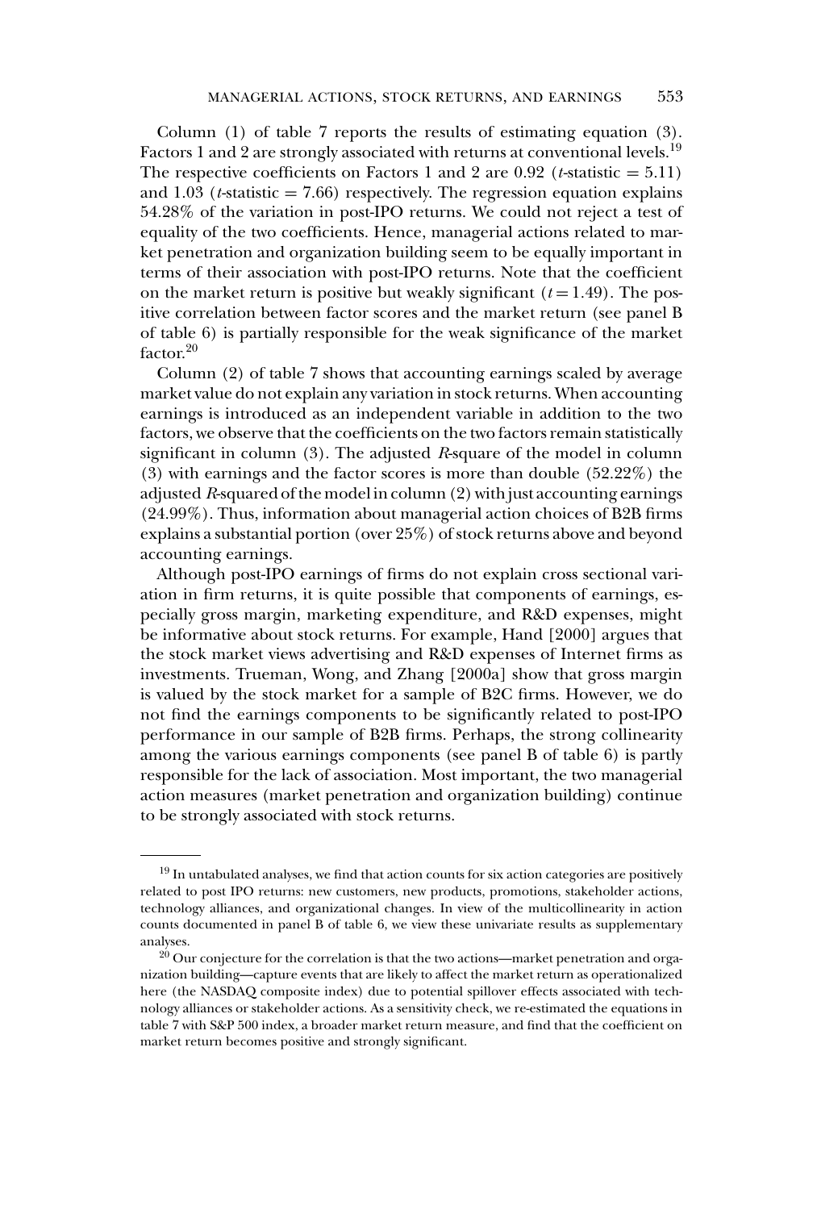Column (1) of table 7 reports the results of estimating equation (3). Factors 1 and 2 are strongly associated with returns at conventional levels.[19] The respective coefficients on Factors 1 and 2 are 0.92 ($t$-statistic = 5.11) and 1.03 ($t$-statistic = 7.66) respectively. The regression equation explains 54.28% of the variation in post-IPO returns. We could not reject a test of equality of the two coefficients. Hence, managerial actions related to market penetration and organization building seem to be equally important in terms of their association with post-IPO returns. Note that the coefficient on the market return is positive but weakly significant ($t = 1.49$). The positive correlation between factor scores and the market return (see panel B of table 6) is partially responsible for the weak significance of the market factor.[20]

Column (2) of table 7 shows that accounting earnings scaled by average market value do not explain any variation in stock returns. When accounting earnings is introduced as an independent variable in addition to the two factors, we observe that the coefficients on the two factors remain statistically significant in column (3). The adjusted $R$-square of the model in column (3) with earnings and the factor scores is more than double (52.22%) the adjusted $R$-squared of the model in column (2) with just accounting earnings (24.99%). Thus, information about managerial action choices of B2B firms explains a substantial portion (over 25%) of stock returns above and beyond accounting earnings.

Although post-IPO earnings of firms do not explain cross sectional variation in firm returns, it is quite possible that components of earnings, especially gross margin, marketing expenditure, and R&D expenses, might be informative about stock returns. For example, Hand [2000] argues that the stock market views advertising and R&D expenses of Internet firms as investments. Trueman, Wong, and Zhang [2000a] show that gross margin is valued by the stock market for a sample of B2C firms. However, we do not find the earnings components to be significantly related to post-IPO performance in our sample of B2B firms. Perhaps, the strong collinearity among the various earnings components (see panel B of table 6) is partly responsible for the lack of association. Most important, the two managerial action measures (market penetration and organization building) continue to be strongly associated with stock returns.

---

[19] In untabulated analyses, we find that action counts for six action categories are positively related to post IPO returns: new customers, new products, promotions, stakeholder actions, technology alliances, and organizational changes. In view of the multicollinearity in action counts documented in panel B of table 6, we view these univariate results as supplementary analyses.

[20] Our conjecture for the correlation is that the two actions—market penetration and organization building—capture events that are likely to affect the market return as operationalized here (the NASDAQ composite index) due to potential spillover effects associated with technology alliances or stakeholder actions. As a sensitivity check, we re-estimated the equations in table 7 with S&P 500 index, a broader market return measure, and find that the coefficient on market return becomes positive and strongly significant.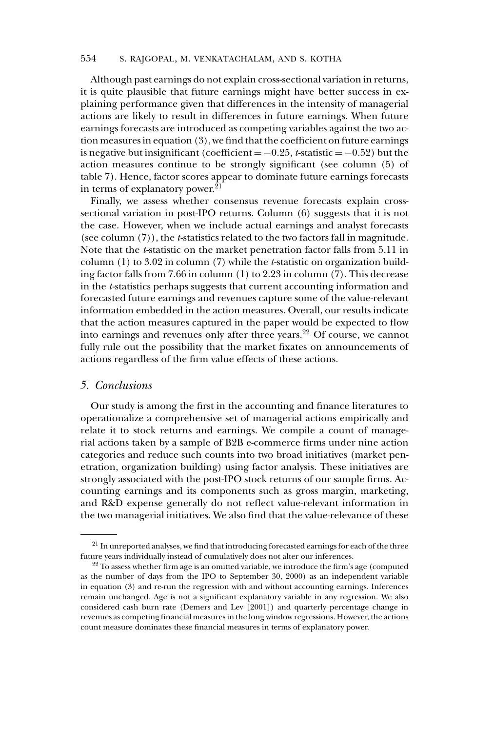Although past earnings do not explain cross-sectional variation in returns, it is quite plausible that future earnings might have better success in explaining performance given that differences in the intensity of managerial actions are likely to result in differences in future earnings. When future earnings forecasts are introduced as competing variables against the two action measures in equation (3), we find that the coefficient on future earnings is negative but insignificant (coefficient = −0.25, *t*-statistic = −0.52) but the action measures continue to be strongly significant (see column (5) of table 7). Hence, factor scores appear to dominate future earnings forecasts in terms of explanatory power.[21]

Finally, we assess whether consensus revenue forecasts explain cross-sectional variation in post-IPO returns. Column (6) suggests that it is not the case. However, when we include actual earnings and analyst forecasts (see column (7)), the *t*-statistics related to the two factors fall in magnitude. Note that the *t*-statistic on the market penetration factor falls from 5.11 in column (1) to 3.02 in column (7) while the *t*-statistic on organization building factor falls from 7.66 in column (1) to 2.23 in column (7). This decrease in the *t*-statistics perhaps suggests that current accounting information and forecasted future earnings and revenues capture some of the value-relevant information embedded in the action measures. Overall, our results indicate that the action measures captured in the paper would be expected to flow into earnings and revenues only after three years.[22] Of course, we cannot fully rule out the possibility that the market fixates on announcements of actions regardless of the firm value effects of these actions.

## 5. *Conclusions*

Our study is among the first in the accounting and finance literatures to operationalize a comprehensive set of managerial actions empirically and relate it to stock returns and earnings. We compile a count of managerial actions taken by a sample of B2B e-commerce firms under nine action categories and reduce such counts into two broad initiatives (market penetration, organization building) using factor analysis. These initiatives are strongly associated with the post-IPO stock returns of our sample firms. Accounting earnings and its components such as gross margin, marketing, and R&D expense generally do not reflect value-relevant information in the two managerial initiatives. We also find that the value-relevance of these

---

[21] In unreported analyses, we find that introducing forecasted earnings for each of the three future years individually instead of cumulatively does not alter our inferences.

[22] To assess whether firm age is an omitted variable, we introduce the firm's age (computed as the number of days from the IPO to September 30, 2000) as an independent variable in equation (3) and re-run the regression with and without accounting earnings. Inferences remain unchanged. Age is not a significant explanatory variable in any regression. We also considered cash burn rate (Demers and Lev [2001]) and quarterly percentage change in revenues as competing financial measures in the long window regressions. However, the actions count measure dominates these financial measures in terms of explanatory power.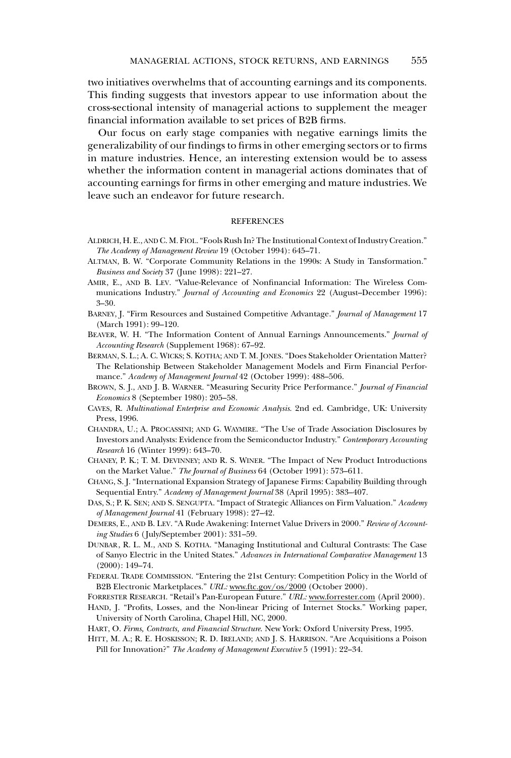two initiatives overwhelms that of accounting earnings and its components. This finding suggests that investors appear to use information about the cross-sectional intensity of managerial actions to supplement the meager financial information available to set prices of B2B firms.

Our focus on early stage companies with negative earnings limits the generalizability of our findings to firms in other emerging sectors or to firms in mature industries. Hence, an interesting extension would be to assess whether the information content in managerial actions dominates that of accounting earnings for firms in other emerging and mature industries. We leave such an endeavor for future research.

## REFERENCES

Aldrich, H. E., and C. M. Fiol. "Fools Rush In? The Institutional Context of Industry Creation." *The Academy of Management Review* 19 (October 1994): 645–71.

Altman, B. W. "Corporate Community Relations in the 1990s: A Study in Tansformation." *Business and Society* 37 (June 1998): 221–27.

Amir, E., and B. Lev. "Value-Relevance of Nonfinancial Information: The Wireless Communications Industry." *Journal of Accounting and Economics* 22 (August–December 1996): 3–30.

Barney, J. "Firm Resources and Sustained Competitive Advantage." *Journal of Management* 17 (March 1991): 99–120.

Beaver, W. H. "The Information Content of Annual Earnings Announcements." *Journal of Accounting Research* (Supplement 1968): 67–92.

Berman, S. L.; A. C. Wicks; S. Kotha; and T. M. Jones. "Does Stakeholder Orientation Matter? The Relationship Between Stakeholder Management Models and Firm Financial Performance." *Academy of Management Journal* 42 (October 1999): 488–506.

Brown, S. J., and J. B. Warner. "Measuring Security Price Performance." *Journal of Financial Economics* 8 (September 1980): 205–58.

Caves, R. *Multinational Enterprise and Economic Analysis*. 2nd ed. Cambridge, UK: University Press, 1996.

Chandra, U.; A. Procassini; and G. Waymire. "The Use of Trade Association Disclosures by Investors and Analysts: Evidence from the Semiconductor Industry." *Contemporary Accounting Research* 16 (Winter 1999): 643–70.

Chaney, P. K.; T. M. Devinney; and R. S. Winer. "The Impact of New Product Introductions on the Market Value." *The Journal of Business* 64 (October 1991): 573–611.

Chang, S. J. "International Expansion Strategy of Japanese Firms: Capability Building through Sequential Entry." *Academy of Management Journal* 38 (April 1995): 383–407.

Das, S.; P. K. Sen; and S. Sengupta. "Impact of Strategic Alliances on Firm Valuation." *Academy of Management Journal* 41 (February 1998): 27–42.

Demers, E., and B. Lev. "A Rude Awakening: Internet Value Drivers in 2000." *Review of Accounting Studies* 6 (July/September 2001): 331–59.

Dunbar, R. L. M., and S. Kotha. "Managing Institutional and Cultural Contrasts: The Case of Sanyo Electric in the United States." *Advances in International Comparative Management* 13 (2000): 149–74.

Federal Trade Commission. "Entering the 21st Century: Competition Policy in the World of B2B Electronic Marketplaces." *URL:* www.ftc.gov/os/2000 (October 2000).

Forrester Research. "Retail's Pan-European Future." *URL:* www.forrester.com (April 2000).

Hand, J. "Profits, Losses, and the Non-linear Pricing of Internet Stocks." Working paper, University of North Carolina, Chapel Hill, NC, 2000.

Hart, O. *Firms, Contracts, and Financial Structure*. New York: Oxford University Press, 1995.

Hitt, M. A.; R. E. Hoskisson; R. D. Ireland; and J. S. Harrison. "Are Acquisitions a Poison Pill for Innovation?" *The Academy of Management Executive* 5 (1991): 22–34.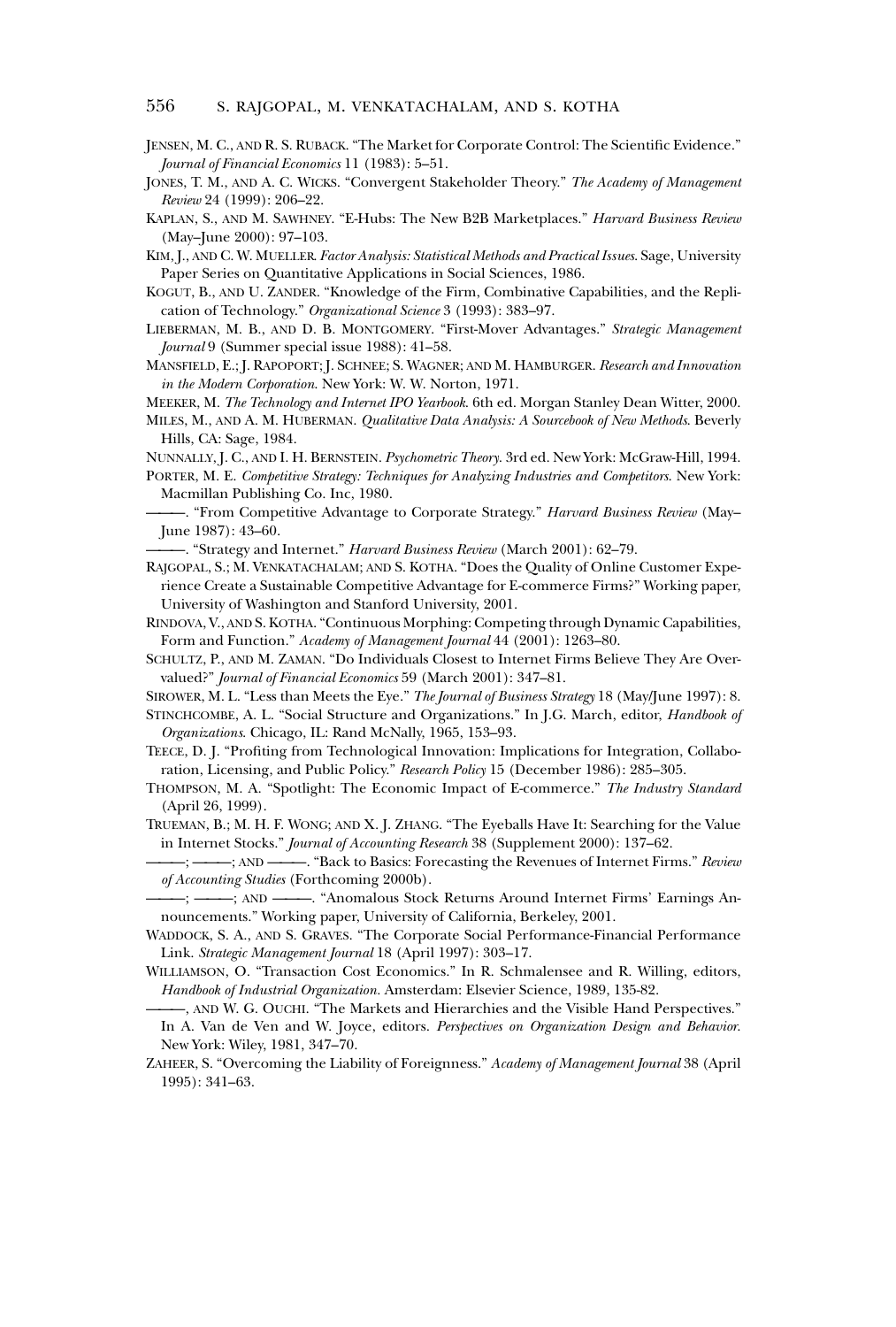JENSEN, M. C., AND R. S. RUBACK. "The Market for Corporate Control: The Scientific Evidence." *Journal of Financial Economics* 11 (1983): 5–51.

JONES, T. M., AND A. C. WICKS. "Convergent Stakeholder Theory." *The Academy of Management Review* 24 (1999): 206–22.

KAPLAN, S., AND M. SAWHNEY. "E-Hubs: The New B2B Marketplaces." *Harvard Business Review* (May–June 2000): 97–103.

KIM, J., AND C. W. MUELLER. *Factor Analysis: Statistical Methods and Practical Issues*. Sage, University Paper Series on Quantitative Applications in Social Sciences, 1986.

KOGUT, B., AND U. ZANDER. "Knowledge of the Firm, Combinative Capabilities, and the Replication of Technology." *Organizational Science* 3 (1993): 383–97.

LIEBERMAN, M. B., AND D. B. MONTGOMERY. "First-Mover Advantages." *Strategic Management Journal* 9 (Summer special issue 1988): 41–58.

MANSFIELD, E.; J. RAPOPORT; J. SCHNEE; S. WAGNER; AND M. HAMBURGER. *Research and Innovation in the Modern Corporation*. New York: W. W. Norton, 1971.

MEEKER, M. *The Technology and Internet IPO Yearbook*. 6th ed. Morgan Stanley Dean Witter, 2000.

MILES, M., AND A. M. HUBERMAN. *Qualitative Data Analysis: A Sourcebook of New Methods*. Beverly Hills, CA: Sage, 1984.

NUNNALLY, J. C., AND I. H. BERNSTEIN. *Psychometric Theory*. 3rd ed. New York: McGraw-Hill, 1994.

PORTER, M. E. *Competitive Strategy: Techniques for Analyzing Industries and Competitors*. New York: Macmillan Publishing Co. Inc, 1980.

———. "From Competitive Advantage to Corporate Strategy." *Harvard Business Review* (May–June 1987): 43–60.

———. "Strategy and Internet." *Harvard Business Review* (March 2001): 62–79.

RAJGOPAL, S.; M. VENKATACHALAM; AND S. KOTHA. "Does the Quality of Online Customer Experience Create a Sustainable Competitive Advantage for E-commerce Firms?" Working paper, University of Washington and Stanford University, 2001.

RINDOVA, V., AND S. KOTHA. "Continuous Morphing: Competing through Dynamic Capabilities, Form and Function." *Academy of Management Journal* 44 (2001): 1263–80.

SCHULTZ, P., AND M. ZAMAN. "Do Individuals Closest to Internet Firms Believe They Are Overvalued?" *Journal of Financial Economics* 59 (March 2001): 347–81.

SIROWER, M. L. "Less than Meets the Eye." *The Journal of Business Strategy* 18 (May/June 1997): 8.

STINCHCOMBE, A. L. "Social Structure and Organizations." In J.G. March, editor, *Handbook of Organizations*. Chicago, IL: Rand McNally, 1965, 153–93.

TEECE, D. J. "Profiting from Technological Innovation: Implications for Integration, Collaboration, Licensing, and Public Policy." *Research Policy* 15 (December 1986): 285–305.

THOMPSON, M. A. "Spotlight: The Economic Impact of E-commerce." *The Industry Standard* (April 26, 1999).

TRUEMAN, B.; M. H. F. WONG; AND X. J. ZHANG. "The Eyeballs Have It: Searching for the Value in Internet Stocks." *Journal of Accounting Research* 38 (Supplement 2000): 137–62.

———; ———; AND ———. "Back to Basics: Forecasting the Revenues of Internet Firms." *Review of Accounting Studies* (Forthcoming 2000b).

———; ———; AND ———. "Anomalous Stock Returns Around Internet Firms' Earnings Announcements." Working paper, University of California, Berkeley, 2001.

WADDOCK, S. A., AND S. GRAVES. "The Corporate Social Performance-Financial Performance Link. *Strategic Management Journal* 18 (April 1997): 303–17.

WILLIAMSON, O. "Transaction Cost Economics." In R. Schmalensee and R. Willing, editors, *Handbook of Industrial Organization*. Amsterdam: Elsevier Science, 1989, 135-82.

———, AND W. G. OUCHI. "The Markets and Hierarchies and the Visible Hand Perspectives." In A. Van de Ven and W. Joyce, editors. *Perspectives on Organization Design and Behavior*. New York: Wiley, 1981, 347–70.

ZAHEER, S. "Overcoming the Liability of Foreignness." *Academy of Management Journal* 38 (April 1995): 341–63.